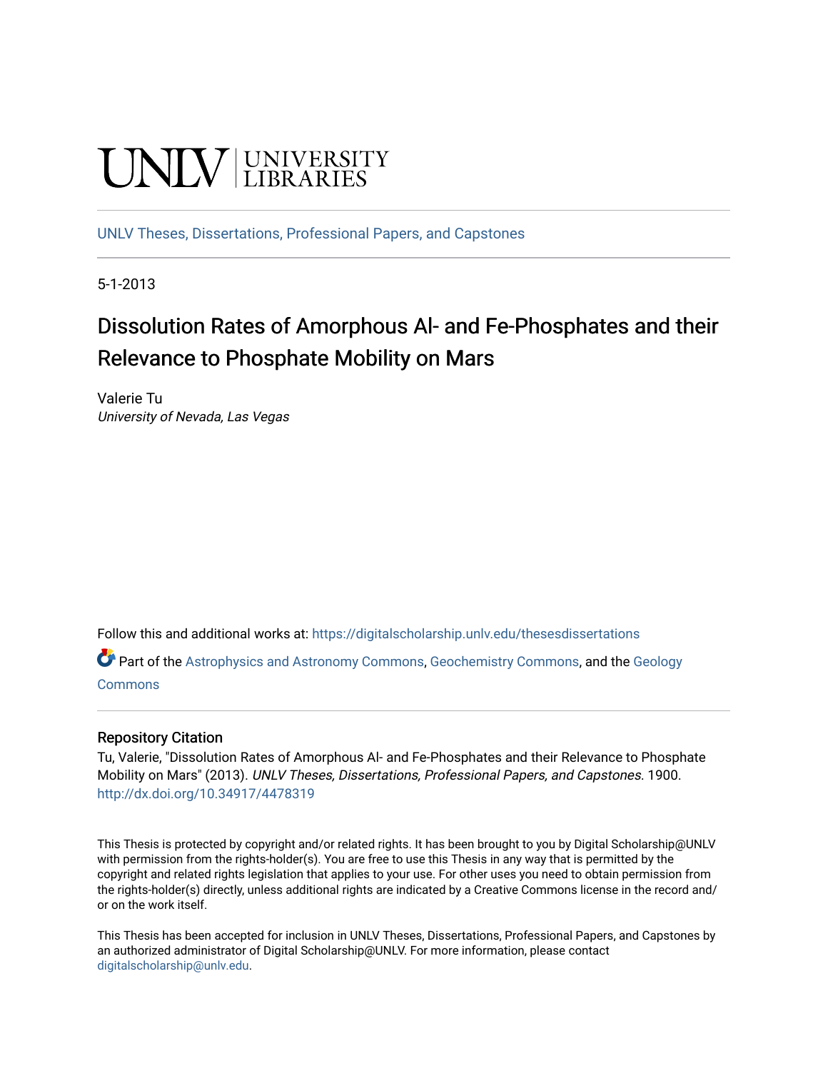UNLV | UNIVERSITY LIBRARIES

UNLV Theses, Dissertations, Professional Papers, and Capstones

5-1-2013

# Dissolution Rates of Amorphous Al- and Fe-Phosphates and their Relevance to Phosphate Mobility on Mars

Valerie Tu
*University of Nevada, Las Vegas*

Follow this and additional works at: https://digitalscholarship.unlv.edu/thesesdissertations

Part of the Astrophysics and Astronomy Commons, Geochemistry Commons, and the Geology Commons

## Repository Citation

Tu, Valerie, "Dissolution Rates of Amorphous Al- and Fe-Phosphates and their Relevance to Phosphate Mobility on Mars" (2013). *UNLV Theses, Dissertations, Professional Papers, and Capstones*. 1900.
http://dx.doi.org/10.34917/4478319

This Thesis is protected by copyright and/or related rights. It has been brought to you by Digital Scholarship@UNLV with permission from the rights-holder(s). You are free to use this Thesis in any way that is permitted by the copyright and related rights legislation that applies to your use. For other uses you need to obtain permission from the rights-holder(s) directly, unless additional rights are indicated by a Creative Commons license in the record and/or on the work itself.

This Thesis has been accepted for inclusion in UNLV Theses, Dissertations, Professional Papers, and Capstones by an authorized administrator of Digital Scholarship@UNLV. For more information, please contact digitalscholarship@unlv.edu.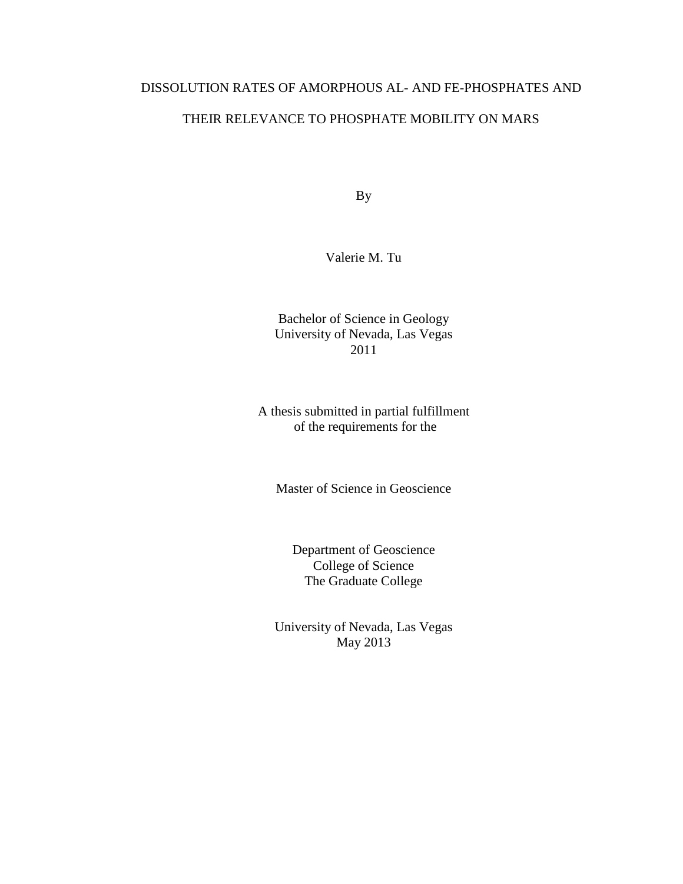# DISSOLUTION RATES OF AMORPHOUS AL- AND FE-PHOSPHATES AND THEIR RELEVANCE TO PHOSPHATE MOBILITY ON MARS

By

Valerie M. Tu

Bachelor of Science in Geology
University of Nevada, Las Vegas
2011

A thesis submitted in partial fulfillment
of the requirements for the

Master of Science in Geoscience

Department of Geoscience
College of Science
The Graduate College

University of Nevada, Las Vegas
May 2013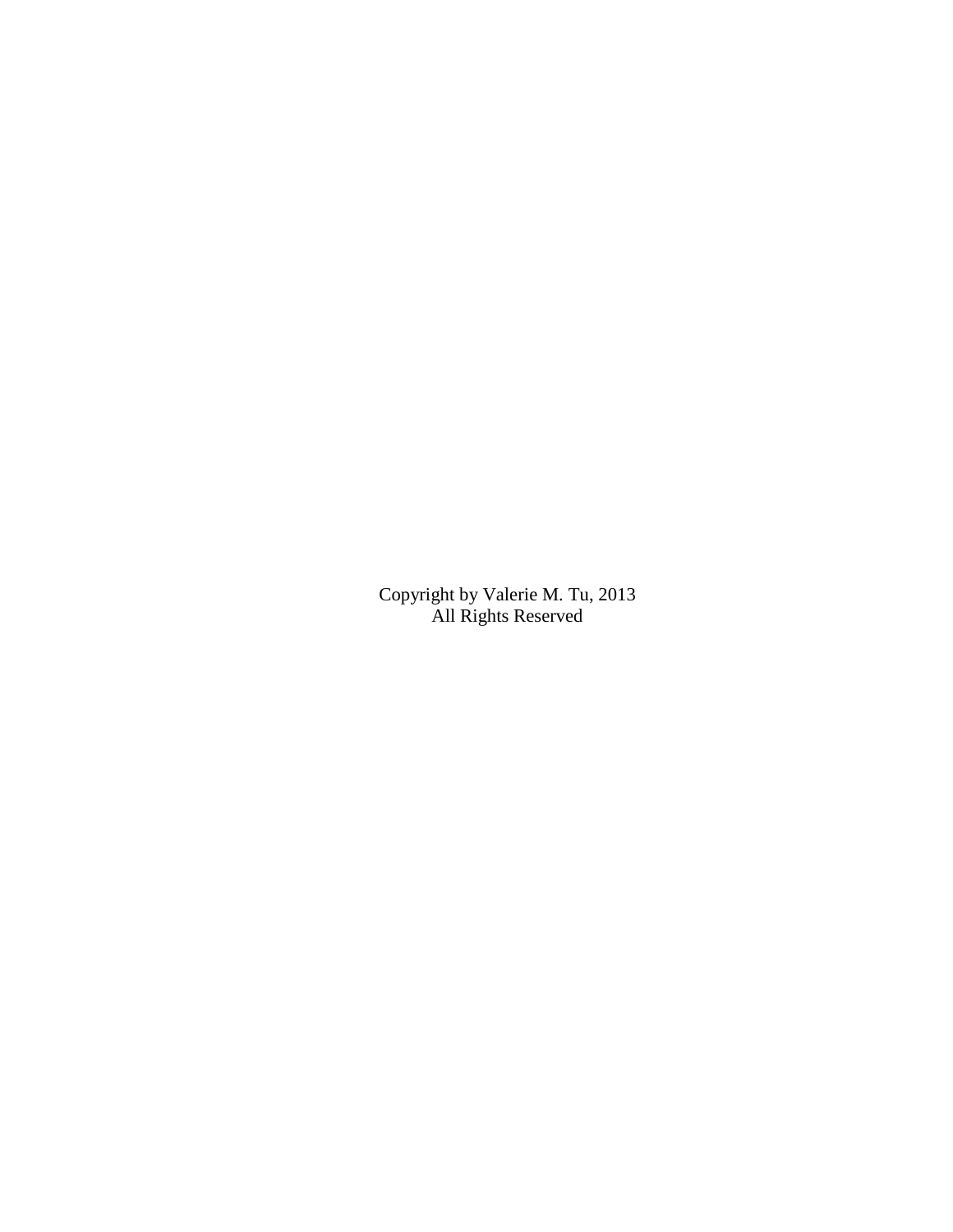Copyright by Valerie M. Tu, 2013
All Rights Reserved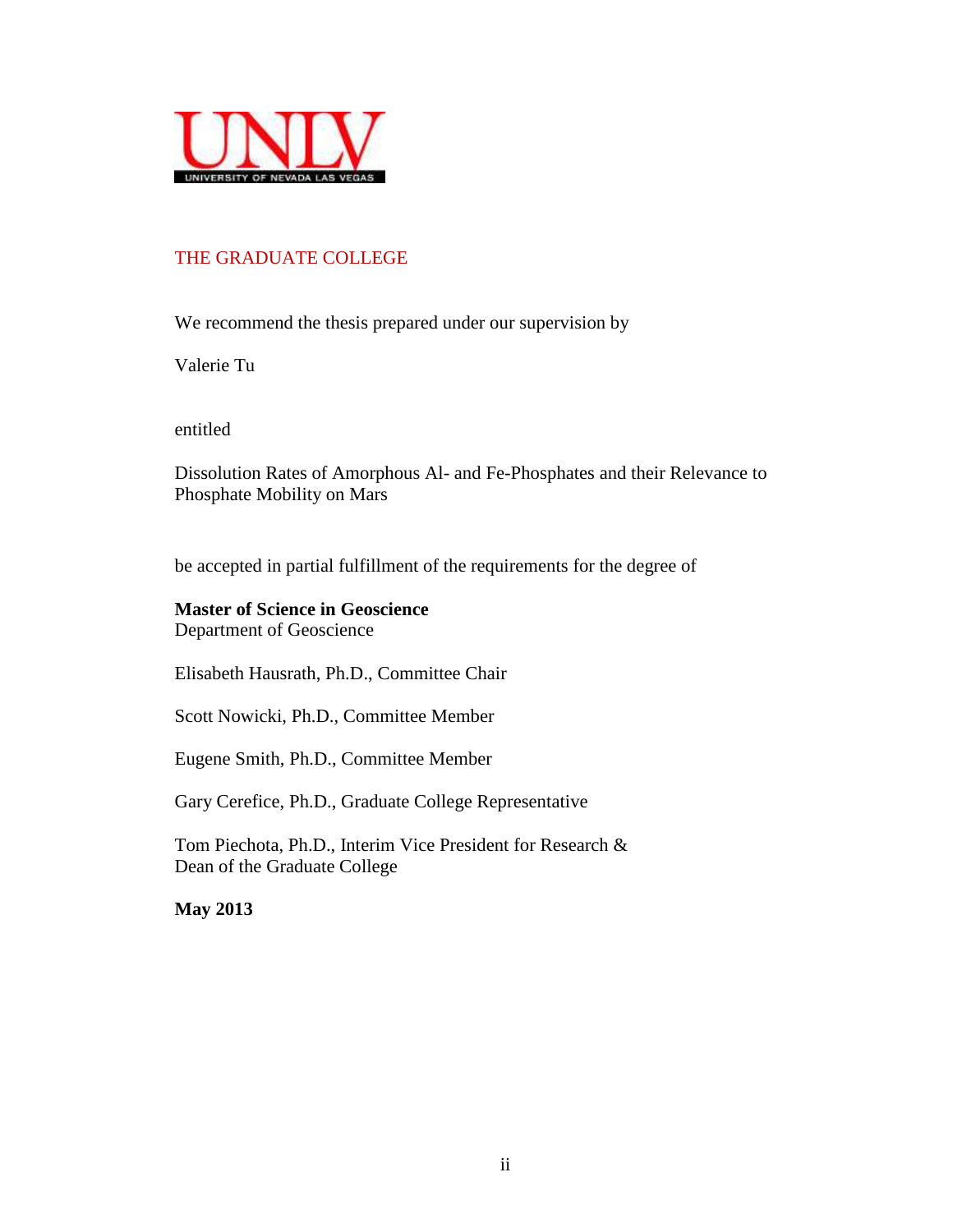UNLV
UNIVERSITY OF NEVADA LAS VEGAS

THE GRADUATE COLLEGE

We recommend the thesis prepared under our supervision by

Valerie Tu

entitled

Dissolution Rates of Amorphous Al- and Fe-Phosphates and their Relevance to Phosphate Mobility on Mars

be accepted in partial fulfillment of the requirements for the degree of

**Master of Science in Geoscience**
Department of Geoscience

Elisabeth Hausrath, Ph.D., Committee Chair

Scott Nowicki, Ph.D., Committee Member

Eugene Smith, Ph.D., Committee Member

Gary Cerefice, Ph.D., Graduate College Representative

Tom Piechota, Ph.D., Interim Vice President for Research &
Dean of the Graduate College

**May 2013**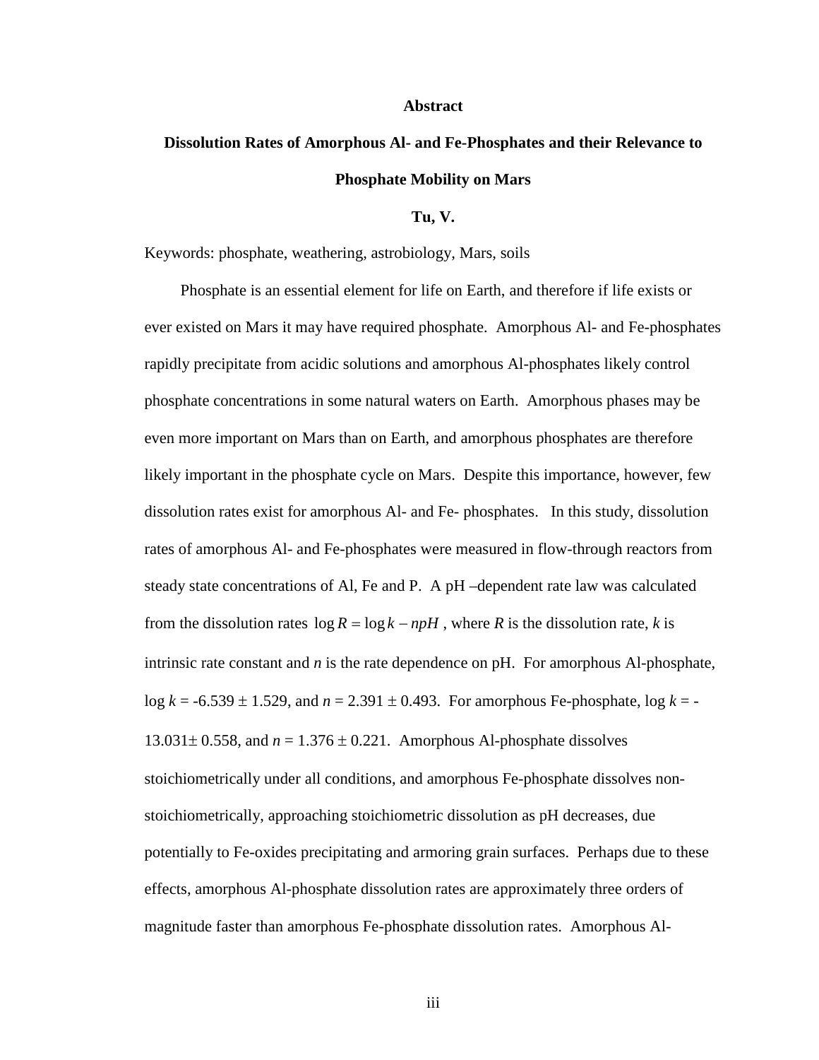# Abstract

## Dissolution Rates of Amorphous Al- and Fe-Phosphates and their Relevance to Phosphate Mobility on Mars

**Tu, V.**

Keywords: phosphate, weathering, astrobiology, Mars, soils

Phosphate is an essential element for life on Earth, and therefore if life exists or ever existed on Mars it may have required phosphate. Amorphous Al- and Fe-phosphates rapidly precipitate from acidic solutions and amorphous Al-phosphates likely control phosphate concentrations in some natural waters on Earth. Amorphous phases may be even more important on Mars than on Earth, and amorphous phosphates are therefore likely important in the phosphate cycle on Mars. Despite this importance, however, few dissolution rates exist for amorphous Al- and Fe- phosphates. In this study, dissolution rates of amorphous Al- and Fe-phosphates were measured in flow-through reactors from steady state concentrations of Al, Fe and P. A pH –dependent rate law was calculated from the dissolution rates $\log R = \log k - npH$ , where $R$ is the dissolution rate, $k$ is intrinsic rate constant and $n$ is the rate dependence on pH. For amorphous Al-phosphate, $\log k$ = -6.539 ± 1.529, and $n$ = 2.391 ± 0.493. For amorphous Fe-phosphate, $\log k$ = -13.031± 0.558, and $n$ = 1.376 ± 0.221. Amorphous Al-phosphate dissolves stoichiometrically under all conditions, and amorphous Fe-phosphate dissolves non-stoichiometrically, approaching stoichiometric dissolution as pH decreases, due potentially to Fe-oxides precipitating and armoring grain surfaces. Perhaps due to these effects, amorphous Al-phosphate dissolution rates are approximately three orders of magnitude faster than amorphous Fe-phosphate dissolution rates. Amorphous Al-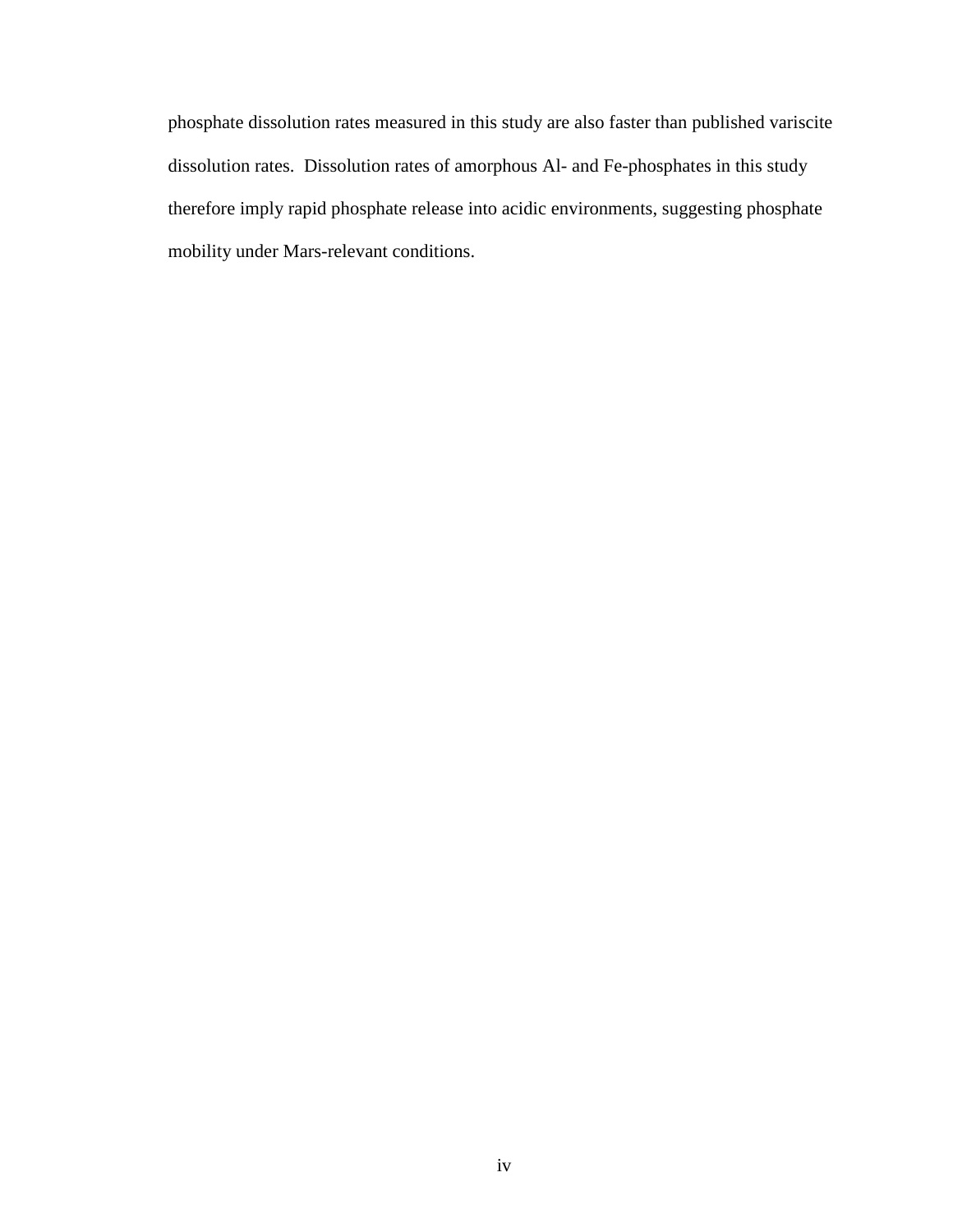phosphate dissolution rates measured in this study are also faster than published variscite dissolution rates. Dissolution rates of amorphous Al- and Fe-phosphates in this study therefore imply rapid phosphate release into acidic environments, suggesting phosphate mobility under Mars-relevant conditions.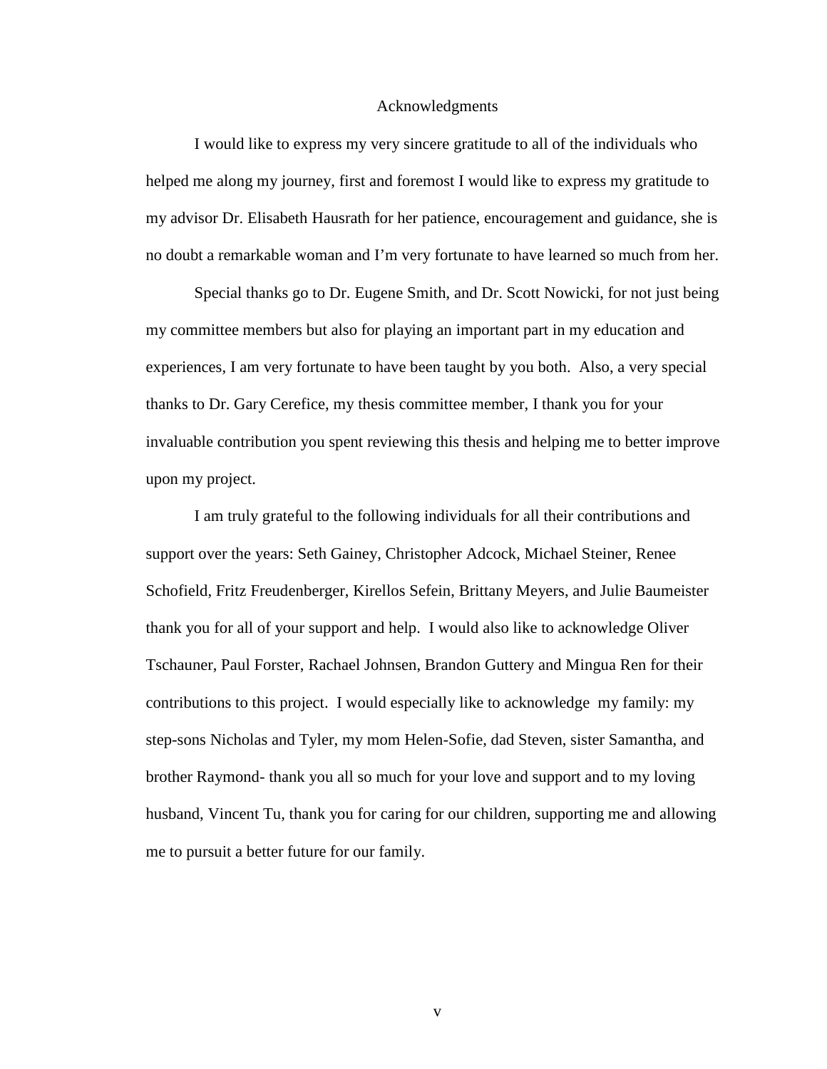# Acknowledgments

I would like to express my very sincere gratitude to all of the individuals who helped me along my journey, first and foremost I would like to express my gratitude to my advisor Dr. Elisabeth Hausrath for her patience, encouragement and guidance, she is no doubt a remarkable woman and I'm very fortunate to have learned so much from her.

Special thanks go to Dr. Eugene Smith, and Dr. Scott Nowicki, for not just being my committee members but also for playing an important part in my education and experiences, I am very fortunate to have been taught by you both. Also, a very special thanks to Dr. Gary Cerefice, my thesis committee member, I thank you for your invaluable contribution you spent reviewing this thesis and helping me to better improve upon my project.

I am truly grateful to the following individuals for all their contributions and support over the years: Seth Gainey, Christopher Adcock, Michael Steiner, Renee Schofield, Fritz Freudenberger, Kirellos Sefein, Brittany Meyers, and Julie Baumeister thank you for all of your support and help. I would also like to acknowledge Oliver Tschauner, Paul Forster, Rachael Johnsen, Brandon Guttery and Mingua Ren for their contributions to this project. I would especially like to acknowledge my family: my step-sons Nicholas and Tyler, my mom Helen-Sofie, dad Steven, sister Samantha, and brother Raymond- thank you all so much for your love and support and to my loving husband, Vincent Tu, thank you for caring for our children, supporting me and allowing me to pursuit a better future for our family.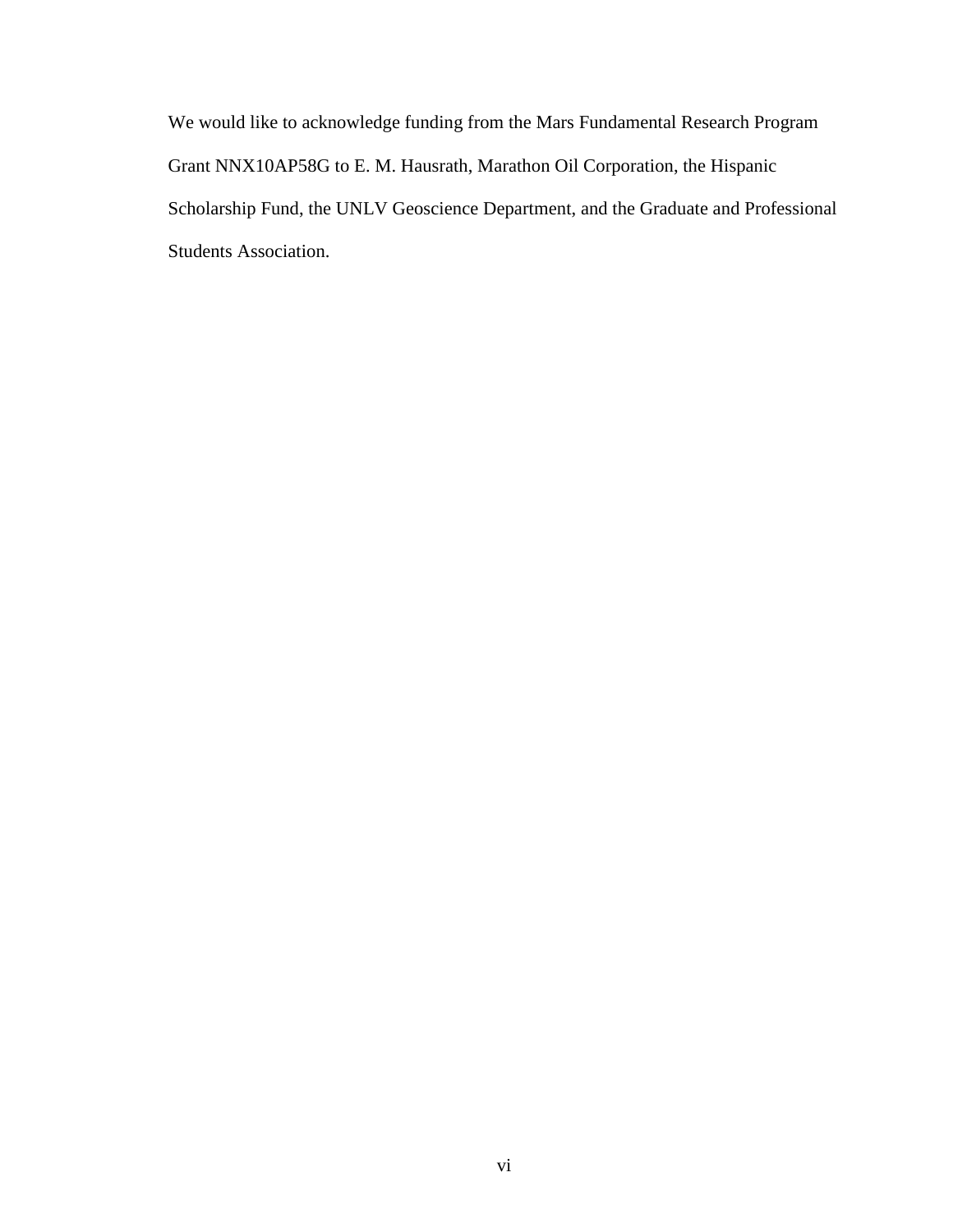We would like to acknowledge funding from the Mars Fundamental Research Program Grant NNX10AP58G to E. M. Hausrath, Marathon Oil Corporation, the Hispanic Scholarship Fund, the UNLV Geoscience Department, and the Graduate and Professional Students Association.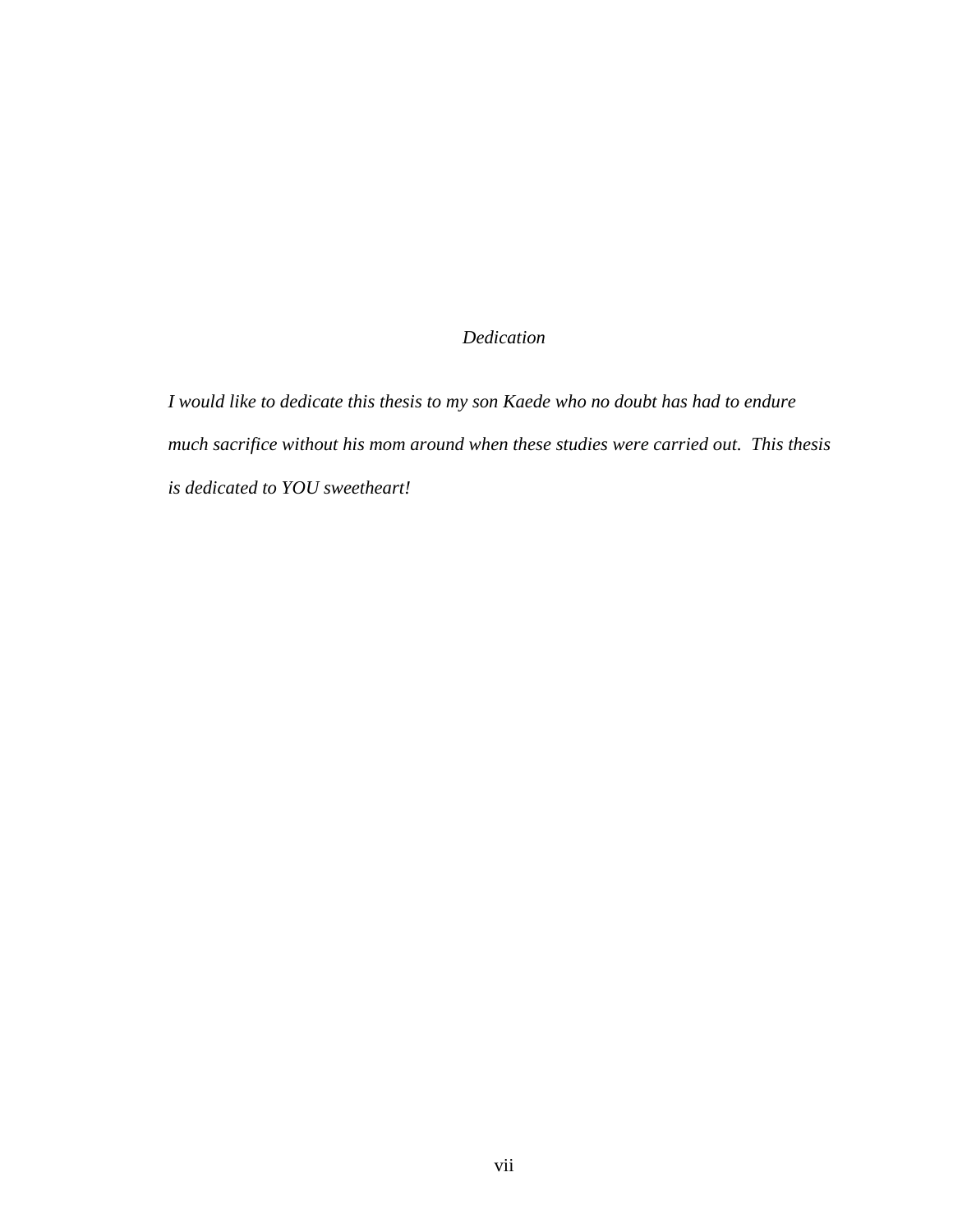# *Dedication*

*I would like to dedicate this thesis to my son Kaede who no doubt has had to endure much sacrifice without his mom around when these studies were carried out. This thesis is dedicated to YOU sweetheart!*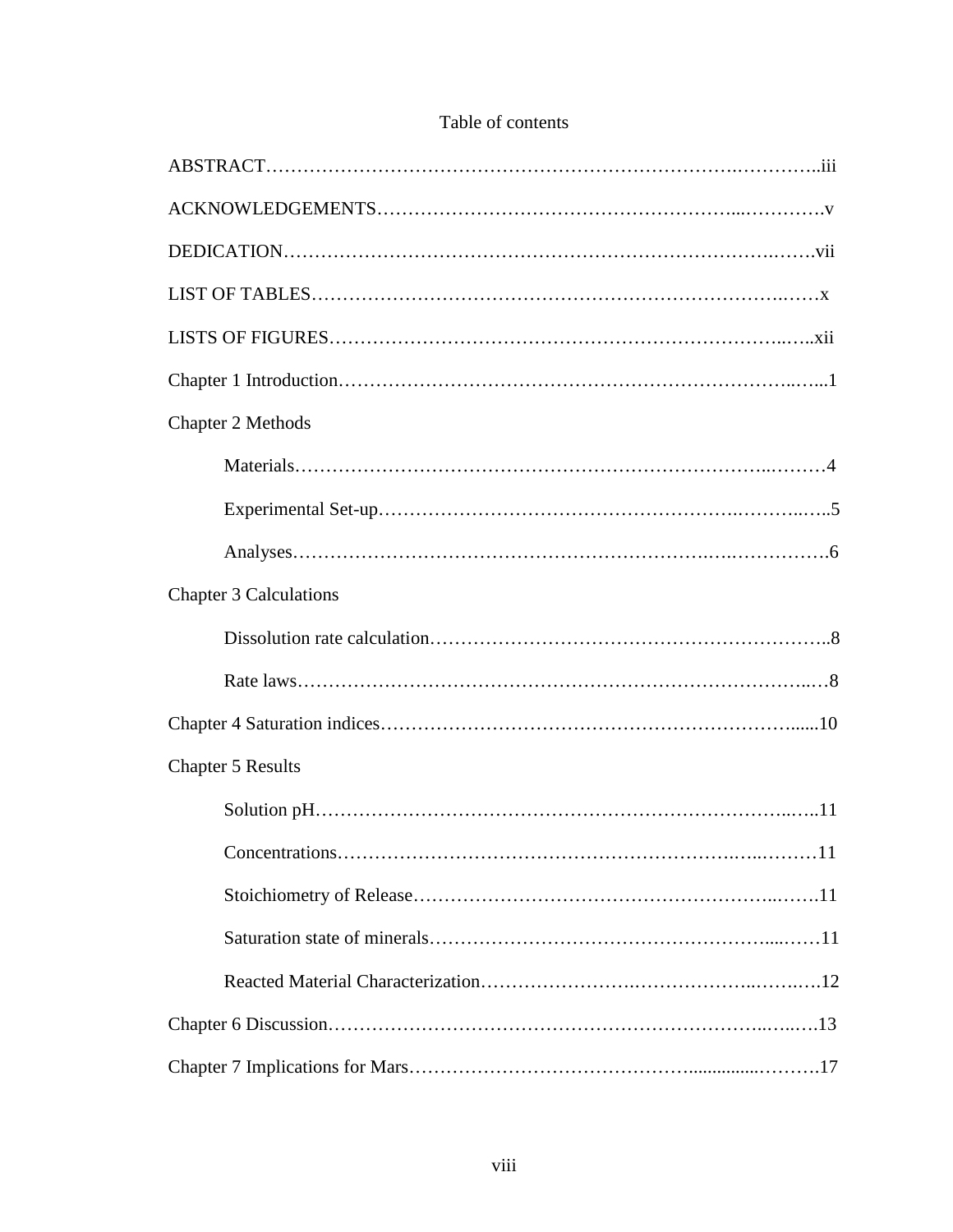# Table of contents

ABSTRACT……………………………………………………………………….………..iii

ACKNOWLEDGEMENTS…………………………………………………...………….v

DEDICATION……………………………………………………………………….…….vii

LIST OF TABLES…………………………………………………………………….……x

LISTS OF FIGURES……………………………………………………………….…..xii

Chapter 1 Introduction………………………………………………………………..…...1

Chapter 2 Methods

- Materials…………………………………………………………………..………4
- Experimental Set-up…………………………………………………….………..…..5
- Analyses…………………………………………………………….….…………….6

Chapter 3 Calculations

- Dissolution rate calculation………………………………………………………..8
- Rate laws………………………………………………………………………..…8

Chapter 4 Saturation indices…………………………………………………………......10

Chapter 5 Results

- Solution pH…………………………………………………………………..…..11
- Concentrations……………………………………………………….…..………11
- Stoichiometry of Release…………………………………………………..…….11
- Saturation state of minerals……………………………………………….....……11
- Reacted Material Characterization…………………….……………….…….….12

Chapter 6 Discussion……………………………………………………………..…..….13

Chapter 7 Implications for Mars……………………………………...............……….17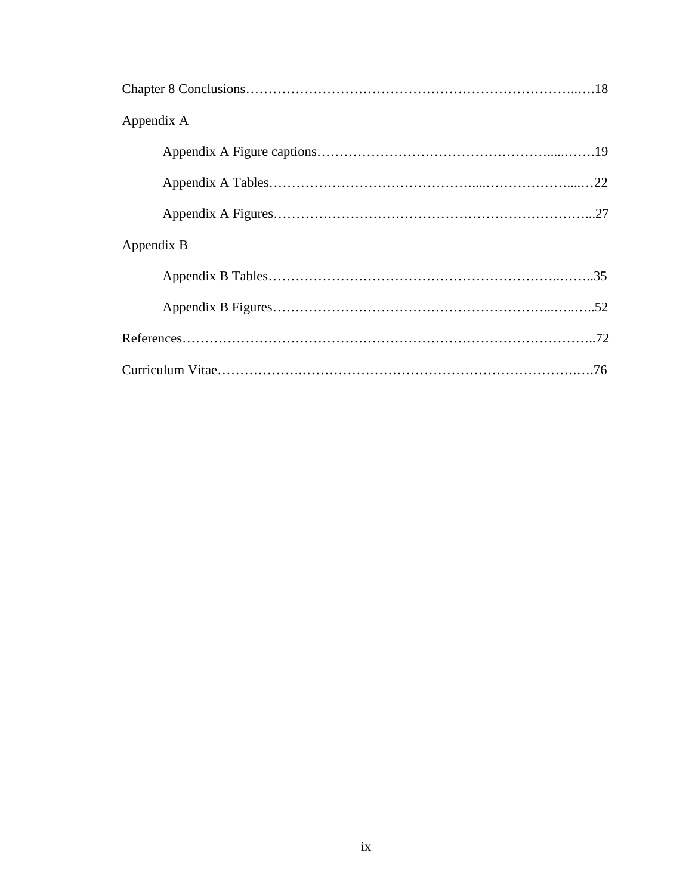Chapter 8 Conclusions……………………………………………………………………..….18

Appendix A

- Appendix A Figure captions……………………………………………......…….19
- Appendix A Tables……………………………………...…………………....…22
- Appendix A Figures……………………………………………………………...27

Appendix B

- Appendix B Tables………………………………………………………..……..35
- Appendix B Figures…………………………………………………...…..…..52

References………………………………………………………………………………..72

Curriculum Vitae……………….…………………………………………………….….76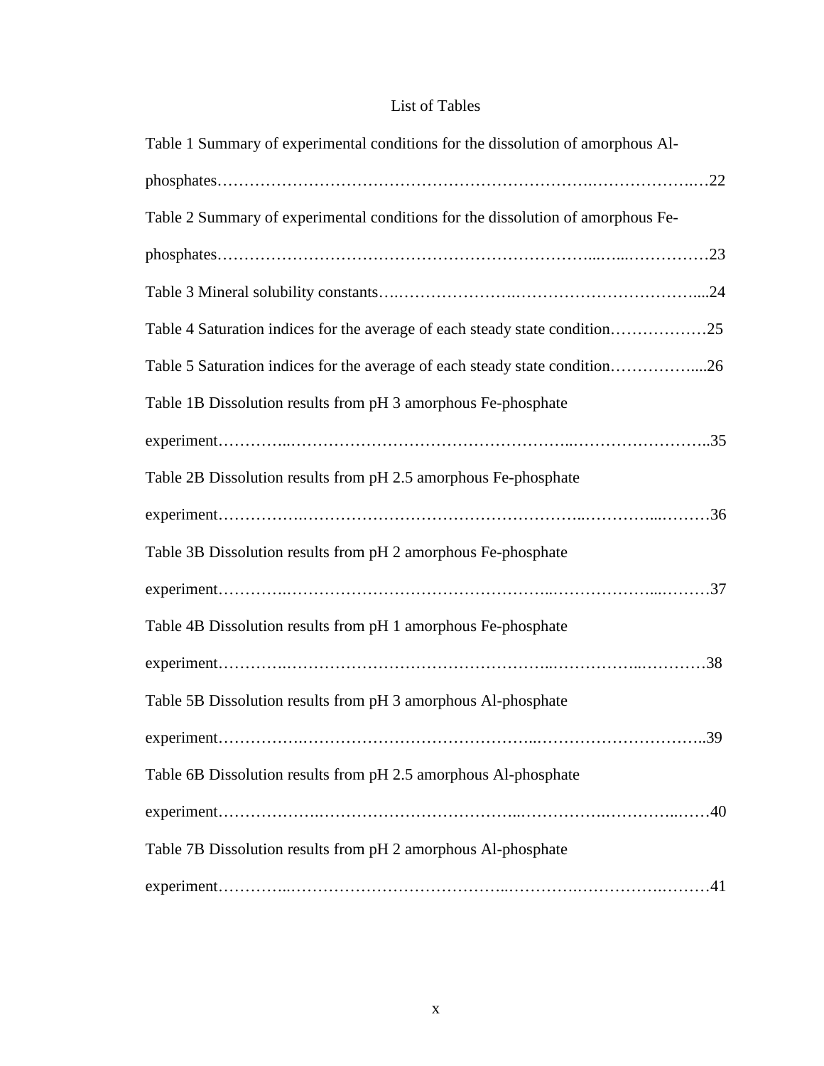# List of Tables

Table 1 Summary of experimental conditions for the dissolution of amorphous Al-phosphates……………………………………………………………….………………..…22

Table 2 Summary of experimental conditions for the dissolution of amorphous Fe-phosphates…………………………………………………………...…...……………23

Table 3 Mineral solubility constants….………………….……………………………....24

Table 4 Saturation indices for the average of each steady state condition………………25

Table 5 Saturation indices for the average of each steady state condition……………....26

Table 1B Dissolution results from pH 3 amorphous Fe-phosphate experiment…………..…………………………………………...……………………..35

Table 2B Dissolution results from pH 2.5 amorphous Fe-phosphate experiment…………….……………………………………………..…………...………36

Table 3B Dissolution results from pH 2 amorphous Fe-phosphate experiment………….…………………………………………...………………...………37

Table 4B Dissolution results from pH 1 amorphous Fe-phosphate experiment………….…………………………………………...……………...…………38

Table 5B Dissolution results from pH 3 amorphous Al-phosphate experiment…………….…………………………………...…………………………..39

Table 6B Dissolution results from pH 2.5 amorphous Al-phosphate experiment……………….……………………………...…………….………….…….40

Table 7B Dissolution results from pH 2 amorphous Al-phosphate experiment………...…………………………………...………….…………….………41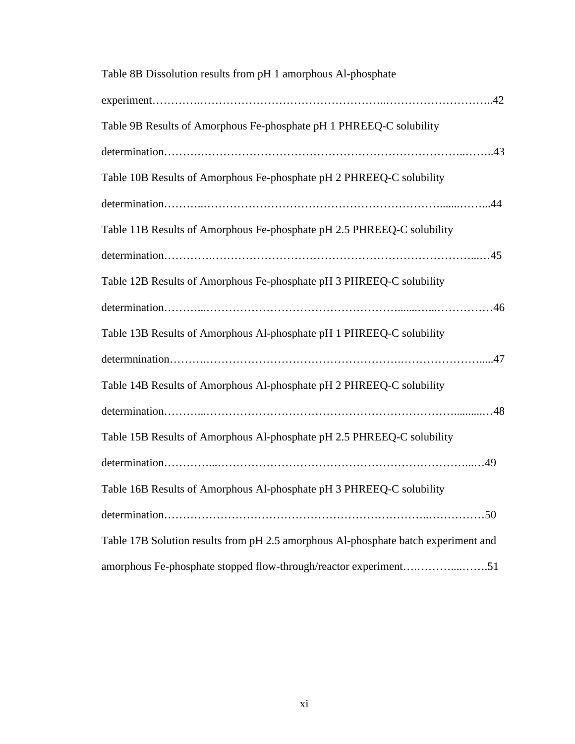Table 8B Dissolution results from pH 1 amorphous Al-phosphate experiment……………………………………………………………………………..42

Table 9B Results of Amorphous Fe-phosphate pH 1 PHREEQ-C solubility determination……………………………………………………………………..……..43

Table 10B Results of Amorphous Fe-phosphate pH 2 PHREEQ-C solubility determination…………………………………………………………………..........……..44

Table 11B Results of Amorphous Fe-phosphate pH 2.5 PHREEQ-C solubility determination…………………………………………………………………………...…45

Table 12B Results of Amorphous Fe-phosphate pH 3 PHREEQ-C solubility determination………...……………………………………………........…...……………46

Table 13B Results of Amorphous Al-phosphate pH 1 PHREEQ-C solubility determnination………………………………………………………………………….....47

Table 14B Results of Amorphous Al-phosphate pH 2 PHREEQ-C solubility determination………...……………………………………………………………..........…48

Table 15B Results of Amorphous Al-phosphate pH 2.5 PHREEQ-C solubility determination…………...……………………………………………………………...…49

Table 16B Results of Amorphous Al-phosphate pH 3 PHREEQ-C solubility determination……………………………………………………………..……………50

Table 17B Solution results from pH 2.5 amorphous Al-phosphate batch experiment and amorphous Fe-phosphate stopped flow-through/reactor experiment….………...…….51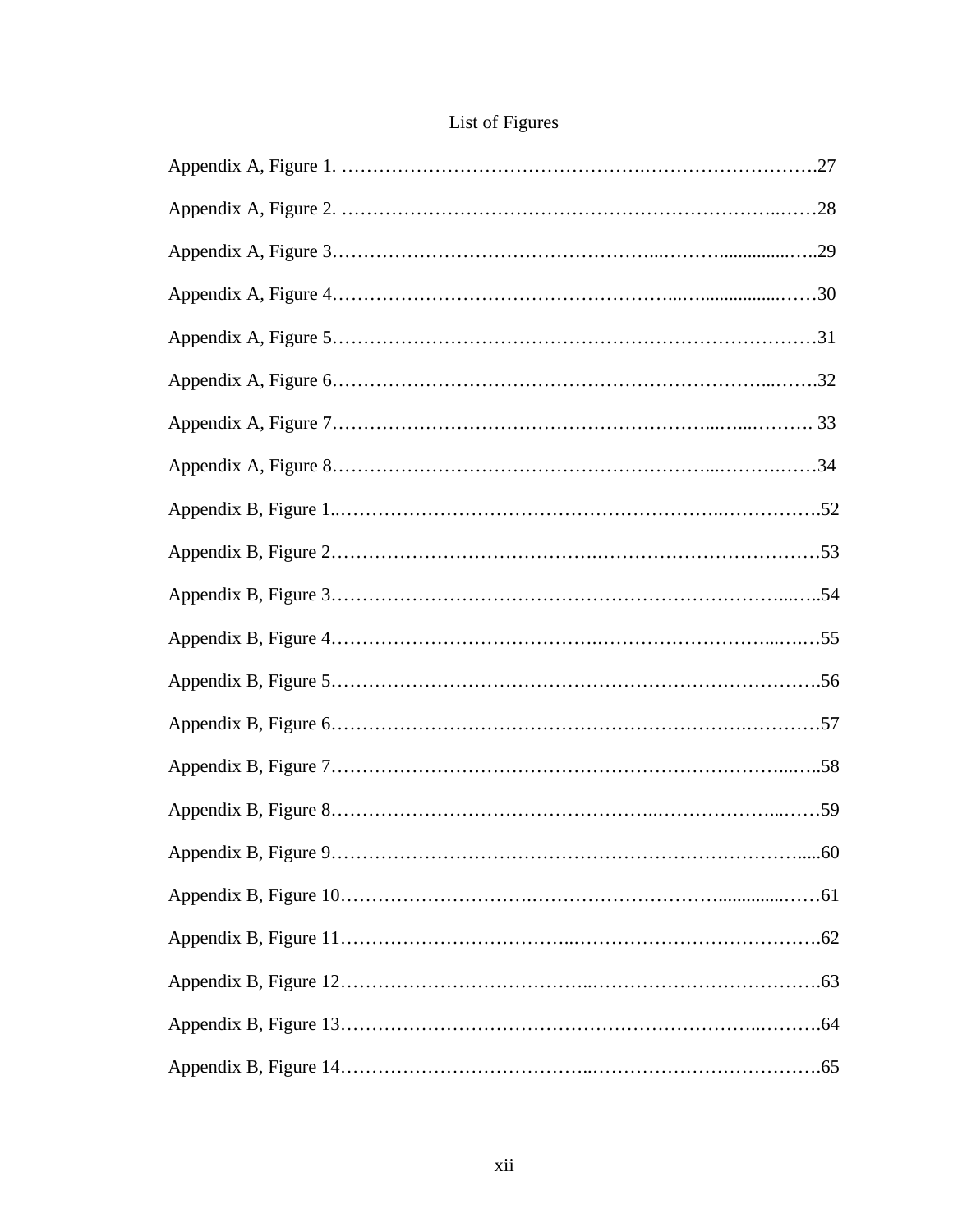# List of Figures

Appendix A, Figure 1. ……………………………………….……………………….27

Appendix A, Figure 2. ………………………………………………………..……28

Appendix A, Figure 3…………………………………………...………...............…..29

Appendix A, Figure 4……………………………………………...…..................……30

Appendix A, Figure 5……………………………………………………………………31

Appendix A, Figure 6…………………………………………………………...…….32

Appendix A, Figure 7……………………………………………………...…...………. 33

Appendix A, Figure 8…………………………………………………...……….……34

Appendix B, Figure 1..…………………………………………………..…………….52

Appendix B, Figure 2…………………………………….………………………………53

Appendix B, Figure 3…………………………………………………………….....…..54

Appendix B, Figure 4…………………………………….…………………………...….…55

Appendix B, Figure 5………………………….…………………….……………………….56

Appendix B, Figure 6……………………………………………………………….………57

Appendix B, Figure 7……………………………………………………………….....…..58

Appendix B, Figure 8…………………………………………...………………...……59

Appendix B, Figure 9……………………………………………………………….....60

Appendix B, Figure 10………………………….…………………………..............……61

Appendix B, Figure 11………………………………..…………………………………….62

Appendix B, Figure 12………………………………...……………………………….63

Appendix B, Figure 13……………………………………………………………..……….64

Appendix B, Figure 14………………………………..……………………………….65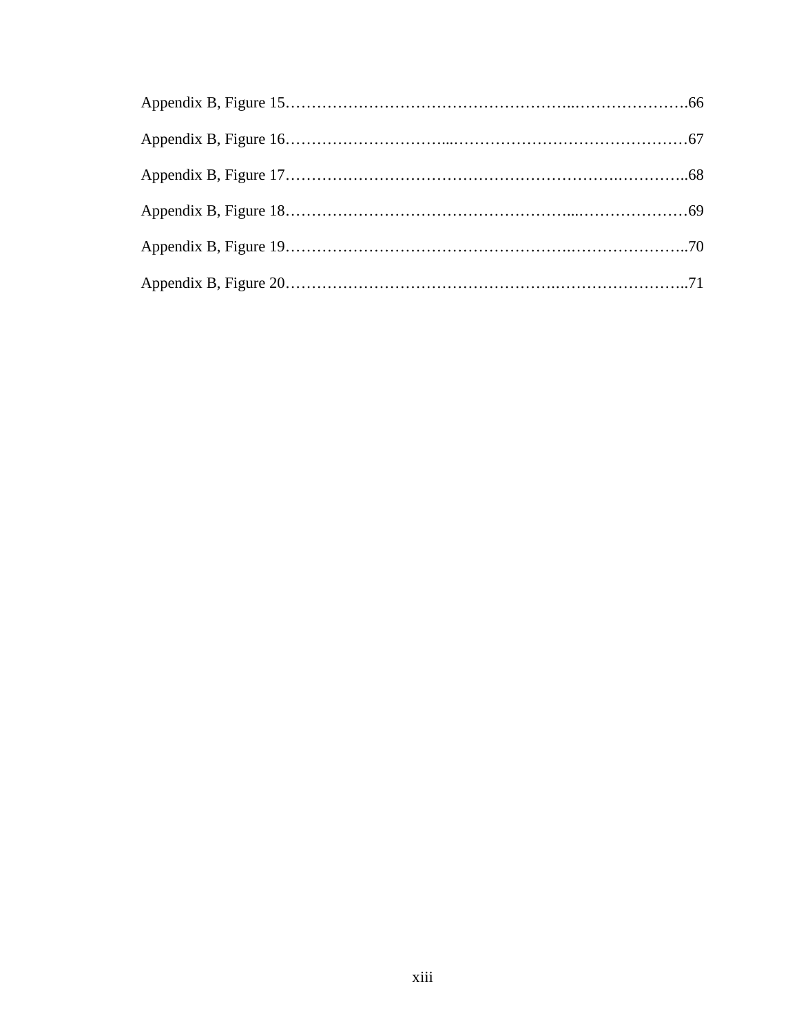Appendix B, Figure 15……………………………………………………………………….66

Appendix B, Figure 16……………………………………………………………………….67

Appendix B, Figure 17……………………………………………………………………….68

Appendix B, Figure 18……………………………………………………………………….69

Appendix B, Figure 19……………………………………………………………………….70

Appendix B, Figure 20……………………………………………………………………….71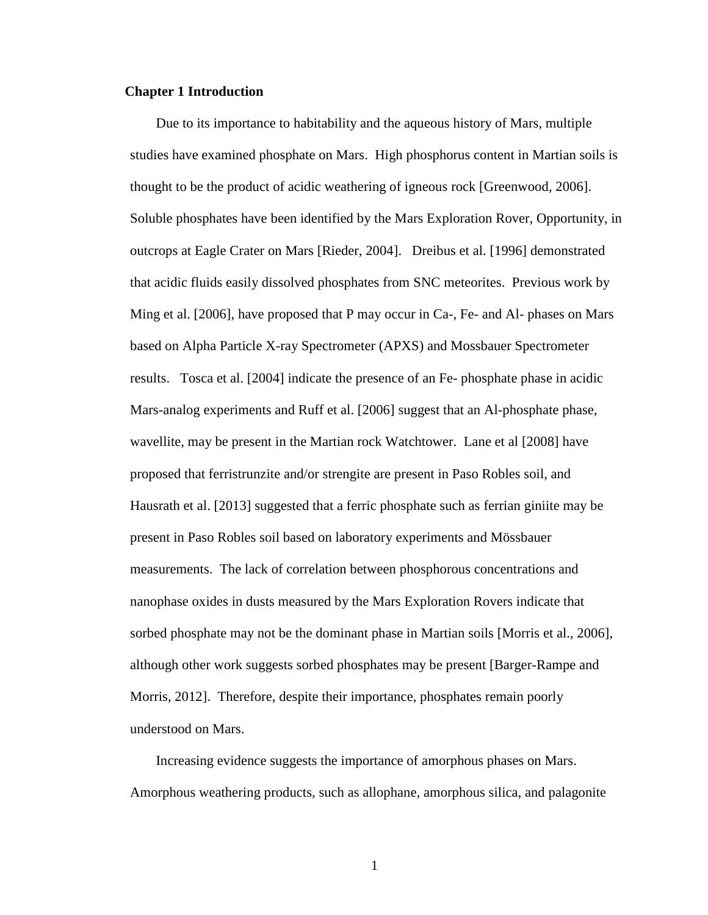## Chapter 1 Introduction

Due to its importance to habitability and the aqueous history of Mars, multiple studies have examined phosphate on Mars. High phosphorus content in Martian soils is thought to be the product of acidic weathering of igneous rock [Greenwood, 2006]. Soluble phosphates have been identified by the Mars Exploration Rover, Opportunity, in outcrops at Eagle Crater on Mars [Rieder, 2004]. Dreibus et al. [1996] demonstrated that acidic fluids easily dissolved phosphates from SNC meteorites. Previous work by Ming et al. [2006], have proposed that P may occur in Ca-, Fe- and Al- phases on Mars based on Alpha Particle X-ray Spectrometer (APXS) and Mossbauer Spectrometer results. Tosca et al. [2004] indicate the presence of an Fe- phosphate phase in acidic Mars-analog experiments and Ruff et al. [2006] suggest that an Al-phosphate phase, wavellite, may be present in the Martian rock Watchtower. Lane et al [2008] have proposed that ferristrunzite and/or strengite are present in Paso Robles soil, and Hausrath et al. [2013] suggested that a ferric phosphate such as ferrian giniite may be present in Paso Robles soil based on laboratory experiments and Mössbauer measurements. The lack of correlation between phosphorous concentrations and nanophase oxides in dusts measured by the Mars Exploration Rovers indicate that sorbed phosphate may not be the dominant phase in Martian soils [Morris et al., 2006], although other work suggests sorbed phosphates may be present [Barger-Rampe and Morris, 2012]. Therefore, despite their importance, phosphates remain poorly understood on Mars.

Increasing evidence suggests the importance of amorphous phases on Mars. Amorphous weathering products, such as allophane, amorphous silica, and palagonite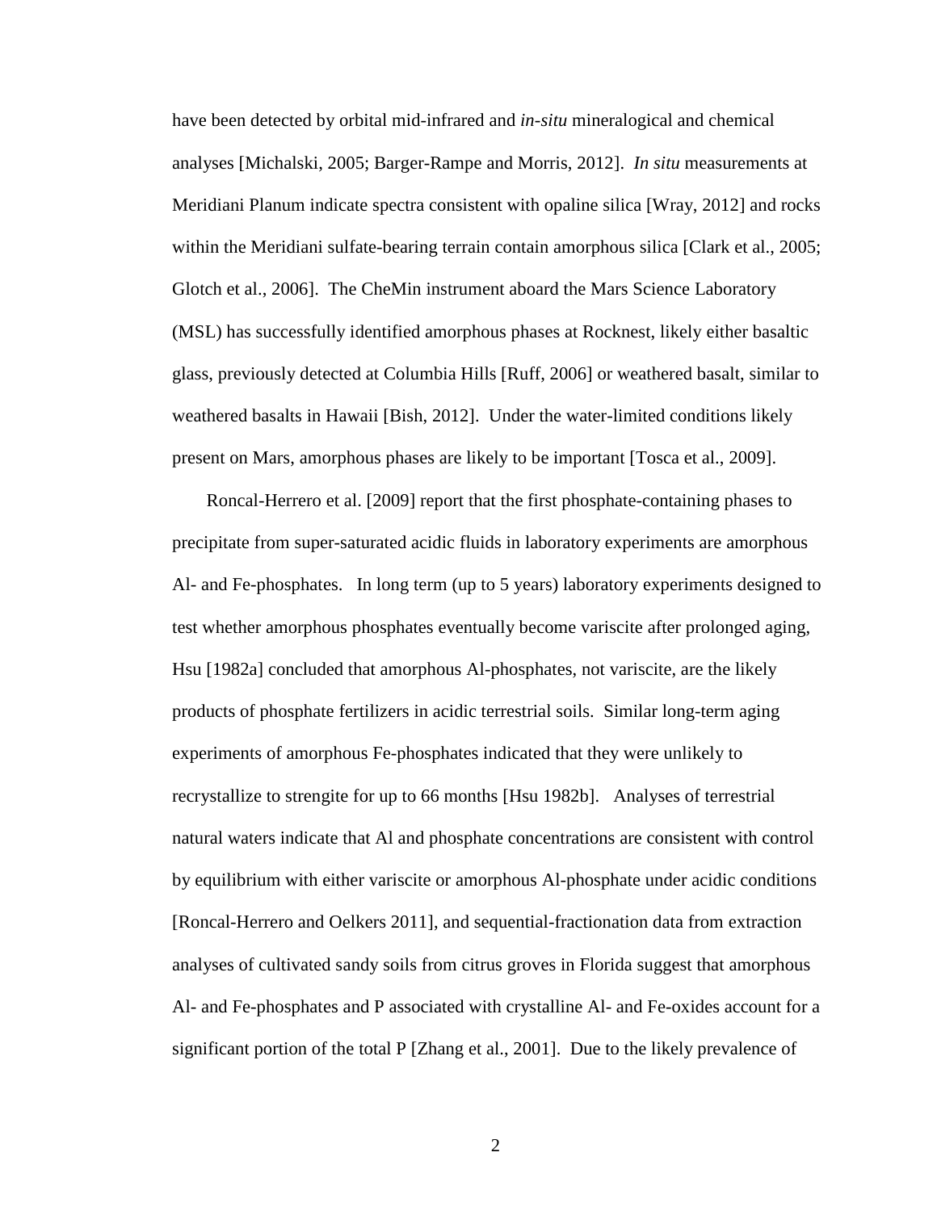have been detected by orbital mid-infrared and *in-situ* mineralogical and chemical analyses [Michalski, 2005; Barger-Rampe and Morris, 2012]. *In situ* measurements at Meridiani Planum indicate spectra consistent with opaline silica [Wray, 2012] and rocks within the Meridiani sulfate-bearing terrain contain amorphous silica [Clark et al., 2005; Glotch et al., 2006]. The CheMin instrument aboard the Mars Science Laboratory (MSL) has successfully identified amorphous phases at Rocknest, likely either basaltic glass, previously detected at Columbia Hills [Ruff, 2006] or weathered basalt, similar to weathered basalts in Hawaii [Bish, 2012]. Under the water-limited conditions likely present on Mars, amorphous phases are likely to be important [Tosca et al., 2009].

Roncal-Herrero et al. [2009] report that the first phosphate-containing phases to precipitate from super-saturated acidic fluids in laboratory experiments are amorphous Al- and Fe-phosphates. In long term (up to 5 years) laboratory experiments designed to test whether amorphous phosphates eventually become variscite after prolonged aging, Hsu [1982a] concluded that amorphous Al-phosphates, not variscite, are the likely products of phosphate fertilizers in acidic terrestrial soils. Similar long-term aging experiments of amorphous Fe-phosphates indicated that they were unlikely to recrystallize to strengite for up to 66 months [Hsu 1982b]. Analyses of terrestrial natural waters indicate that Al and phosphate concentrations are consistent with control by equilibrium with either variscite or amorphous Al-phosphate under acidic conditions [Roncal-Herrero and Oelkers 2011], and sequential-fractionation data from extraction analyses of cultivated sandy soils from citrus groves in Florida suggest that amorphous Al- and Fe-phosphates and P associated with crystalline Al- and Fe-oxides account for a significant portion of the total P [Zhang et al., 2001]. Due to the likely prevalence of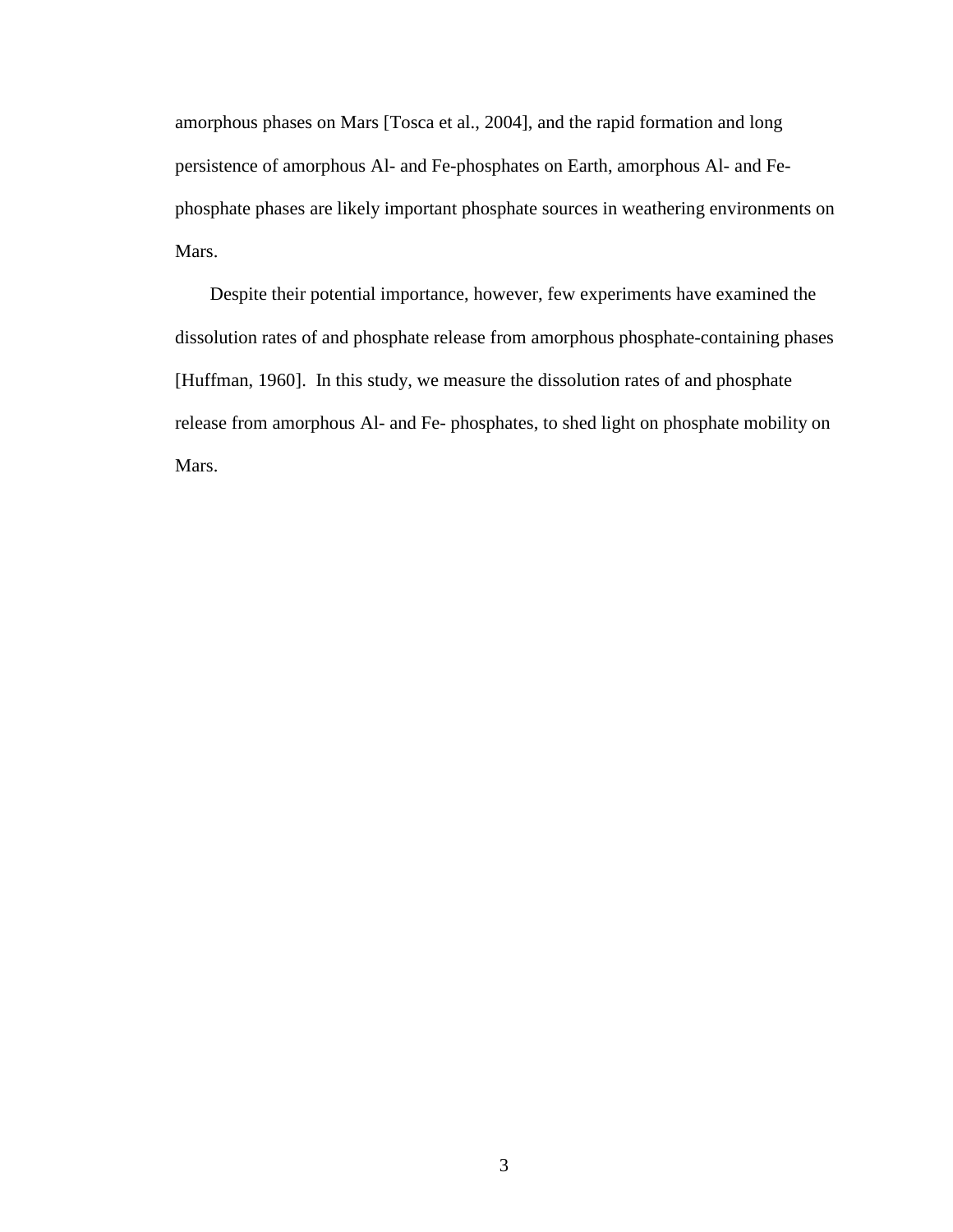amorphous phases on Mars [Tosca et al., 2004], and the rapid formation and long persistence of amorphous Al- and Fe-phosphates on Earth, amorphous Al- and Fe-phosphate phases are likely important phosphate sources in weathering environments on Mars.

Despite their potential importance, however, few experiments have examined the dissolution rates of and phosphate release from amorphous phosphate-containing phases [Huffman, 1960]. In this study, we measure the dissolution rates of and phosphate release from amorphous Al- and Fe- phosphates, to shed light on phosphate mobility on Mars.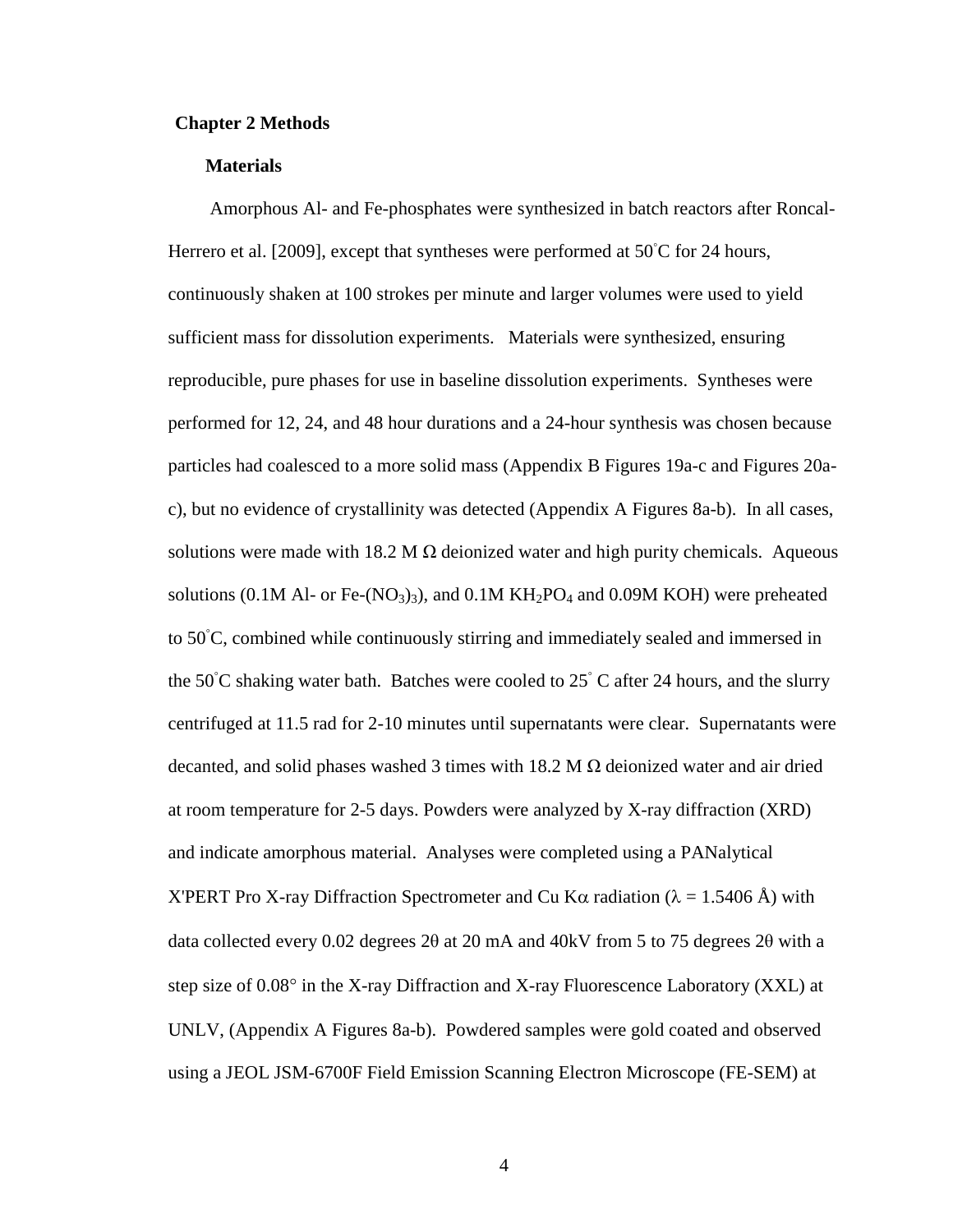## Chapter 2 Methods

### Materials

Amorphous Al- and Fe-phosphates were synthesized in batch reactors after Roncal-Herrero et al. [2009], except that syntheses were performed at 50˚C for 24 hours, continuously shaken at 100 strokes per minute and larger volumes were used to yield sufficient mass for dissolution experiments. Materials were synthesized, ensuring reproducible, pure phases for use in baseline dissolution experiments. Syntheses were performed for 12, 24, and 48 hour durations and a 24-hour synthesis was chosen because particles had coalesced to a more solid mass (Appendix B Figures 19a-c and Figures 20a-c), but no evidence of crystallinity was detected (Appendix A Figures 8a-b). In all cases, solutions were made with 18.2 M Ω deionized water and high purity chemicals. Aqueous solutions (0.1M Al- or Fe-$(NO_3)_3$), and 0.1M $KH_2PO_4$ and 0.09M KOH) were preheated to 50˚C, combined while continuously stirring and immediately sealed and immersed in the 50˚C shaking water bath. Batches were cooled to 25˚ C after 24 hours, and the slurry centrifuged at 11.5 rad for 2-10 minutes until supernatants were clear. Supernatants were decanted, and solid phases washed 3 times with 18.2 M Ω deionized water and air dried at room temperature for 2-5 days. Powders were analyzed by X-ray diffraction (XRD) and indicate amorphous material. Analyses were completed using a PANalytical X'PERT Pro X-ray Diffraction Spectrometer and Cu Kα radiation ($\lambda$ = 1.5406 Å) with data collected every 0.02 degrees 2θ at 20 mA and 40kV from 5 to 75 degrees 2θ with a step size of 0.08° in the X-ray Diffraction and X-ray Fluorescence Laboratory (XXL) at UNLV, (Appendix A Figures 8a-b). Powdered samples were gold coated and observed using a JEOL JSM-6700F Field Emission Scanning Electron Microscope (FE-SEM) at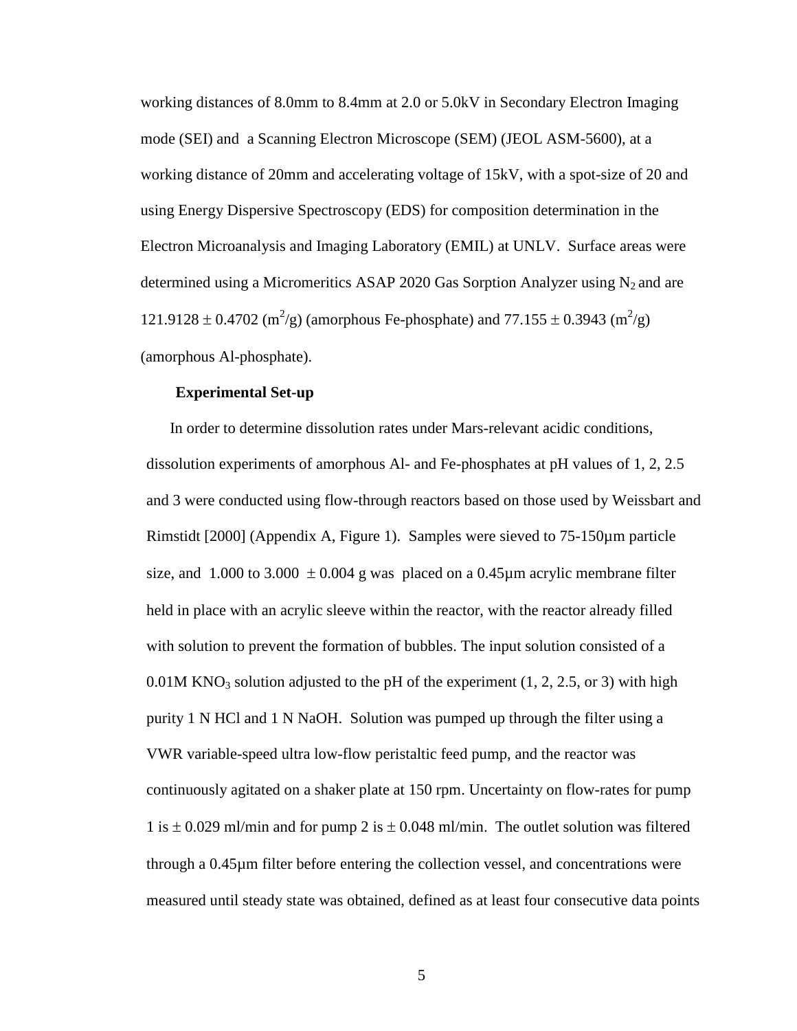working distances of 8.0mm to 8.4mm at 2.0 or 5.0kV in Secondary Electron Imaging mode (SEI) and a Scanning Electron Microscope (SEM) (JEOL ASM-5600), at a working distance of 20mm and accelerating voltage of 15kV, with a spot-size of 20 and using Energy Dispersive Spectroscopy (EDS) for composition determination in the Electron Microanalysis and Imaging Laboratory (EMIL) at UNLV. Surface areas were determined using a Micromeritics ASAP 2020 Gas Sorption Analyzer using $N_2$ and are $121.9128 \pm 0.4702$ ($m^2$/g) (amorphous Fe-phosphate) and $77.155 \pm 0.3943$ ($m^2$/g) (amorphous Al-phosphate).

### Experimental Set-up

In order to determine dissolution rates under Mars-relevant acidic conditions, dissolution experiments of amorphous Al- and Fe-phosphates at pH values of 1, 2, 2.5 and 3 were conducted using flow-through reactors based on those used by Weissbart and Rimstidt [2000] (Appendix A, Figure 1). Samples were sieved to 75-150µm particle size, and 1.000 to $3.000 \pm 0.004$ g was placed on a 0.45µm acrylic membrane filter held in place with an acrylic sleeve within the reactor, with the reactor already filled with solution to prevent the formation of bubbles. The input solution consisted of a 0.01M $KNO_3$ solution adjusted to the pH of the experiment (1, 2, 2.5, or 3) with high purity 1 N HCl and 1 N NaOH. Solution was pumped up through the filter using a VWR variable-speed ultra low-flow peristaltic feed pump, and the reactor was continuously agitated on a shaker plate at 150 rpm. Uncertainty on flow-rates for pump 1 is $\pm$ 0.029 ml/min and for pump 2 is $\pm$ 0.048 ml/min. The outlet solution was filtered through a 0.45µm filter before entering the collection vessel, and concentrations were measured until steady state was obtained, defined as at least four consecutive data points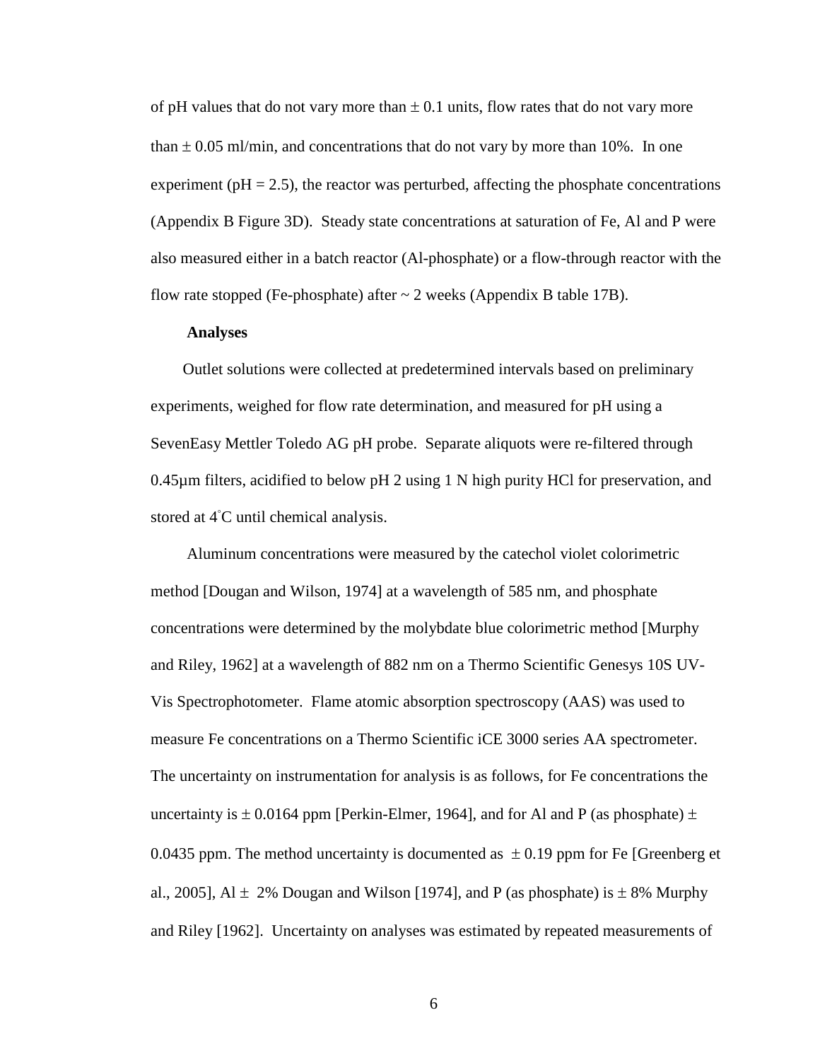of pH values that do not vary more than $\pm$ 0.1 units, flow rates that do not vary more than $\pm$ 0.05 ml/min, and concentrations that do not vary by more than 10%. In one experiment (pH = 2.5), the reactor was perturbed, affecting the phosphate concentrations (Appendix B Figure 3D). Steady state concentrations at saturation of Fe, Al and P were also measured either in a batch reactor (Al-phosphate) or a flow-through reactor with the flow rate stopped (Fe-phosphate) after ~ 2 weeks (Appendix B table 17B).

**Analyses**

Outlet solutions were collected at predetermined intervals based on preliminary experiments, weighed for flow rate determination, and measured for pH using a SevenEasy Mettler Toledo AG pH probe. Separate aliquots were re-filtered through 0.45µm filters, acidified to below pH 2 using 1 N high purity HCl for preservation, and stored at 4˚C until chemical analysis.

Aluminum concentrations were measured by the catechol violet colorimetric method [Dougan and Wilson, 1974] at a wavelength of 585 nm, and phosphate concentrations were determined by the molybdate blue colorimetric method [Murphy and Riley, 1962] at a wavelength of 882 nm on a Thermo Scientific Genesys 10S UV-Vis Spectrophotometer. Flame atomic absorption spectroscopy (AAS) was used to measure Fe concentrations on a Thermo Scientific iCE 3000 series AA spectrometer. The uncertainty on instrumentation for analysis is as follows, for Fe concentrations the uncertainty is $\pm$ 0.0164 ppm [Perkin-Elmer, 1964], and for Al and P (as phosphate) $\pm$ 0.0435 ppm. The method uncertainty is documented as $\pm$ 0.19 ppm for Fe [Greenberg et al., 2005], Al $\pm$ 2% Dougan and Wilson [1974], and P (as phosphate) is $\pm$ 8% Murphy and Riley [1962]. Uncertainty on analyses was estimated by repeated measurements of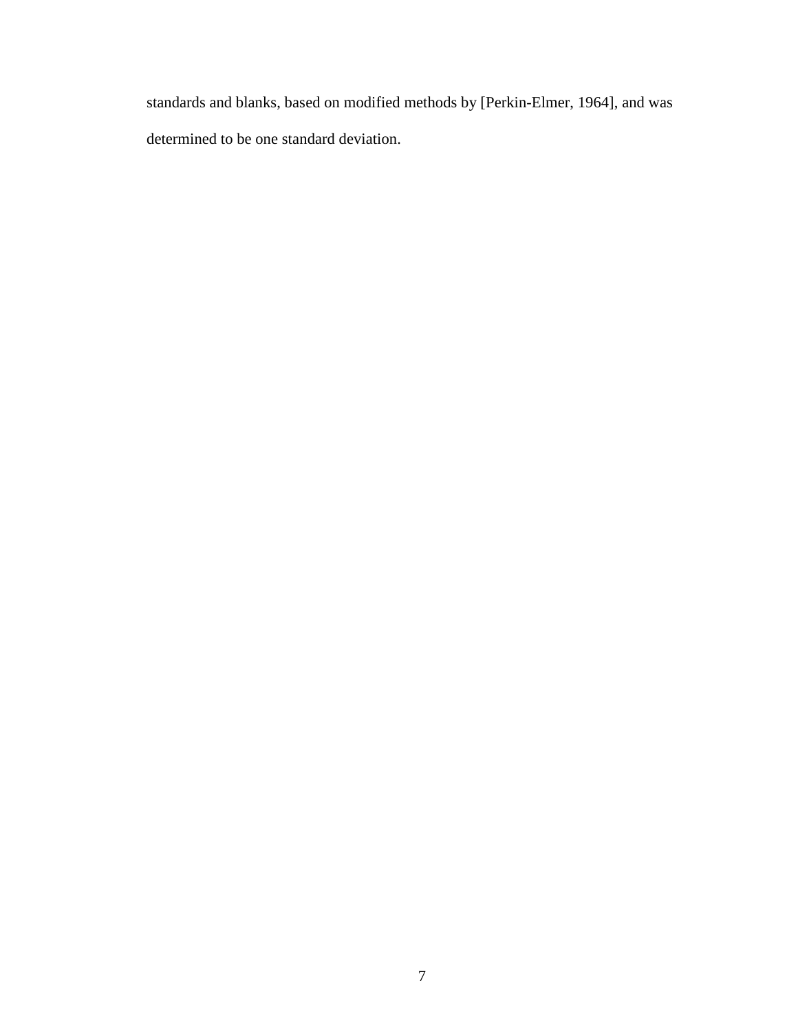standards and blanks, based on modified methods by [Perkin-Elmer, 1964], and was determined to be one standard deviation.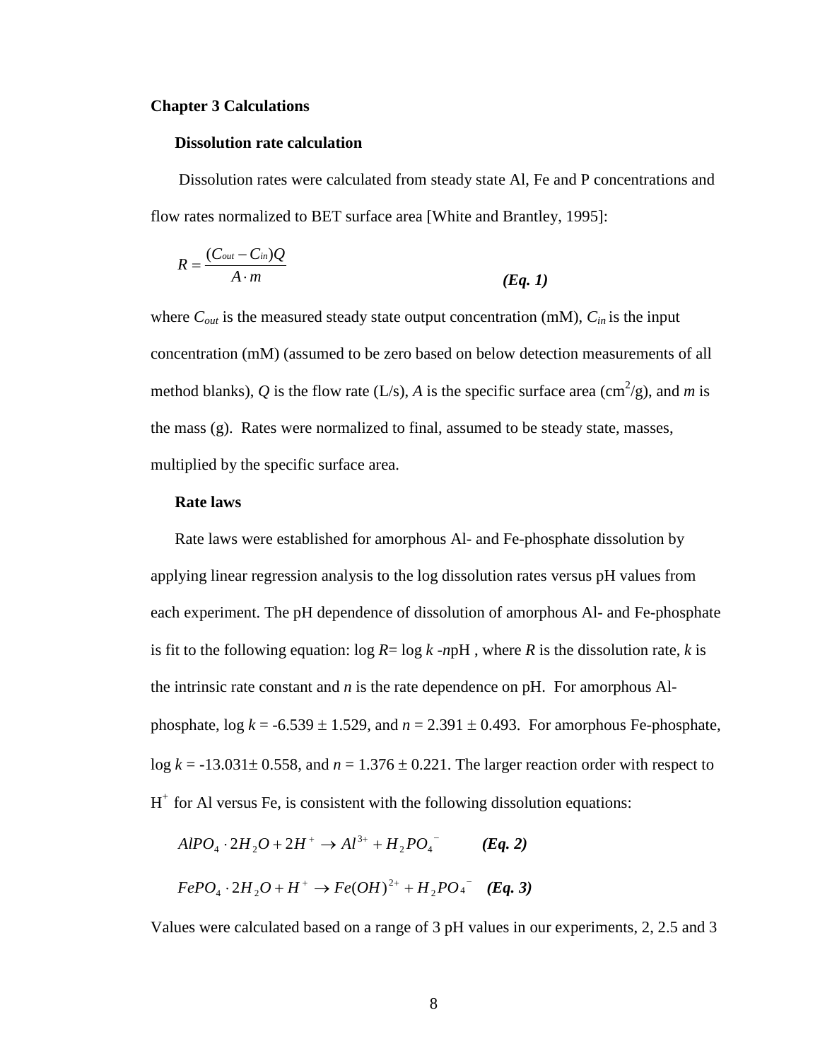### Chapter 3 Calculations

#### Dissolution rate calculation

Dissolution rates were calculated from steady state Al, Fe and P concentrations and flow rates normalized to BET surface area [White and Brantley, 1995]:

$$R = \frac{(C_{out} - C_{in})Q}{A \cdot m} \qquad \textbf{\textit{(Eq. 1)}}$$

where $C_{out}$ is the measured steady state output concentration (mM), $C_{in}$ is the input concentration (mM) (assumed to be zero based on below detection measurements of all method blanks), $Q$ is the flow rate (L/s), $A$ is the specific surface area (cm$^2$/g), and $m$ is the mass (g). Rates were normalized to final, assumed to be steady state, masses, multiplied by the specific surface area.

#### Rate laws

Rate laws were established for amorphous Al- and Fe-phosphate dissolution by applying linear regression analysis to the log dissolution rates versus pH values from each experiment. The pH dependence of dissolution of amorphous Al- and Fe-phosphate is fit to the following equation: $\log R = \log k - n\text{pH}$, where $R$ is the dissolution rate, $k$ is the intrinsic rate constant and $n$ is the rate dependence on pH. For amorphous Al-phosphate, $\log k = -6.539 \pm 1.529$, and $n = 2.391 \pm 0.493$. For amorphous Fe-phosphate, $\log k = -13.031 \pm 0.558$, and $n = 1.376 \pm 0.221$. The larger reaction order with respect to $H^+$ for Al versus Fe, is consistent with the following dissolution equations:

$$AlPO_4 \cdot 2H_2O + 2H^+ \rightarrow Al^{3+} + H_2PO_4^- \qquad \textbf{\textit{(Eq. 2)}}$$

$$FePO_4 \cdot 2H_2O + H^+ \rightarrow Fe(OH)^{2+} + H_2PO_4^- \qquad \textbf{\textit{(Eq. 3)}}$$

Values were calculated based on a range of 3 pH values in our experiments, 2, 2.5 and 3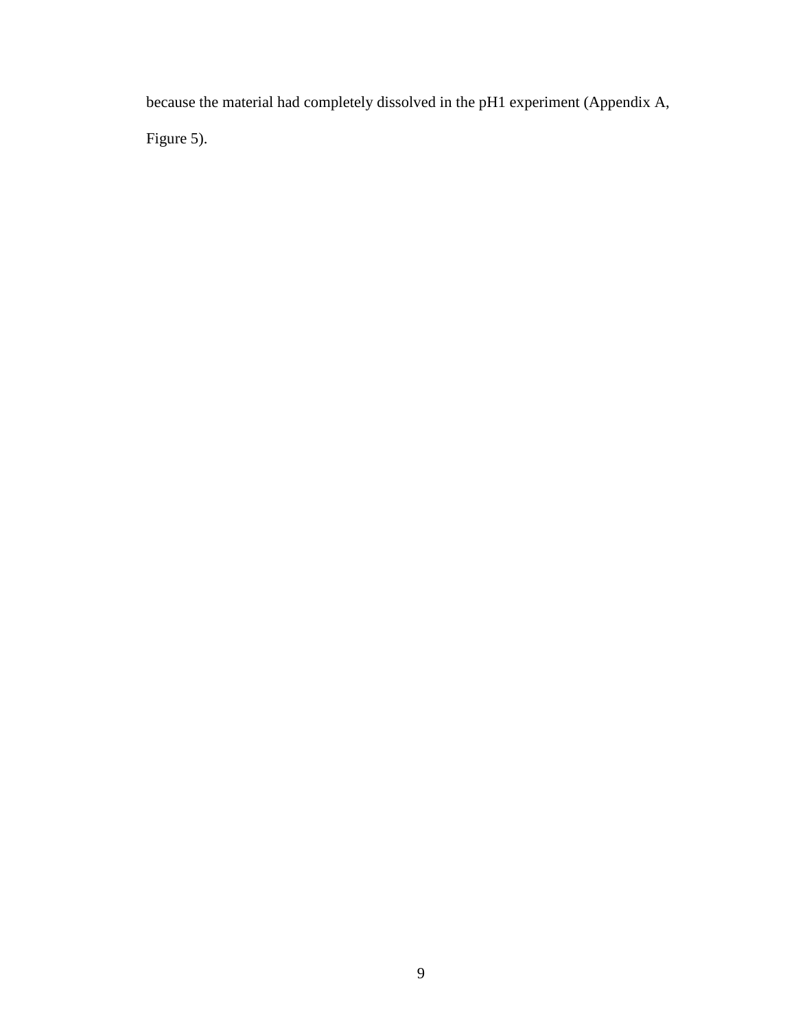because the material had completely dissolved in the pH1 experiment (Appendix A, Figure 5).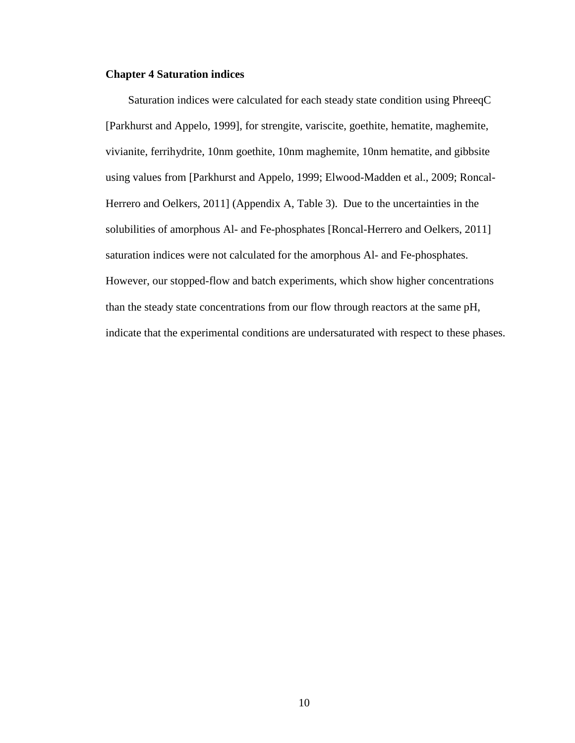## Chapter 4 Saturation indices

Saturation indices were calculated for each steady state condition using PhreeqC [Parkhurst and Appelo, 1999], for strengite, variscite, goethite, hematite, maghemite, vivianite, ferrihydrite, 10nm goethite, 10nm maghemite, 10nm hematite, and gibbsite using values from [Parkhurst and Appelo, 1999; Elwood-Madden et al., 2009; Roncal-Herrero and Oelkers, 2011] (Appendix A, Table 3). Due to the uncertainties in the solubilities of amorphous Al- and Fe-phosphates [Roncal-Herrero and Oelkers, 2011] saturation indices were not calculated for the amorphous Al- and Fe-phosphates. However, our stopped-flow and batch experiments, which show higher concentrations than the steady state concentrations from our flow through reactors at the same pH, indicate that the experimental conditions are undersaturated with respect to these phases.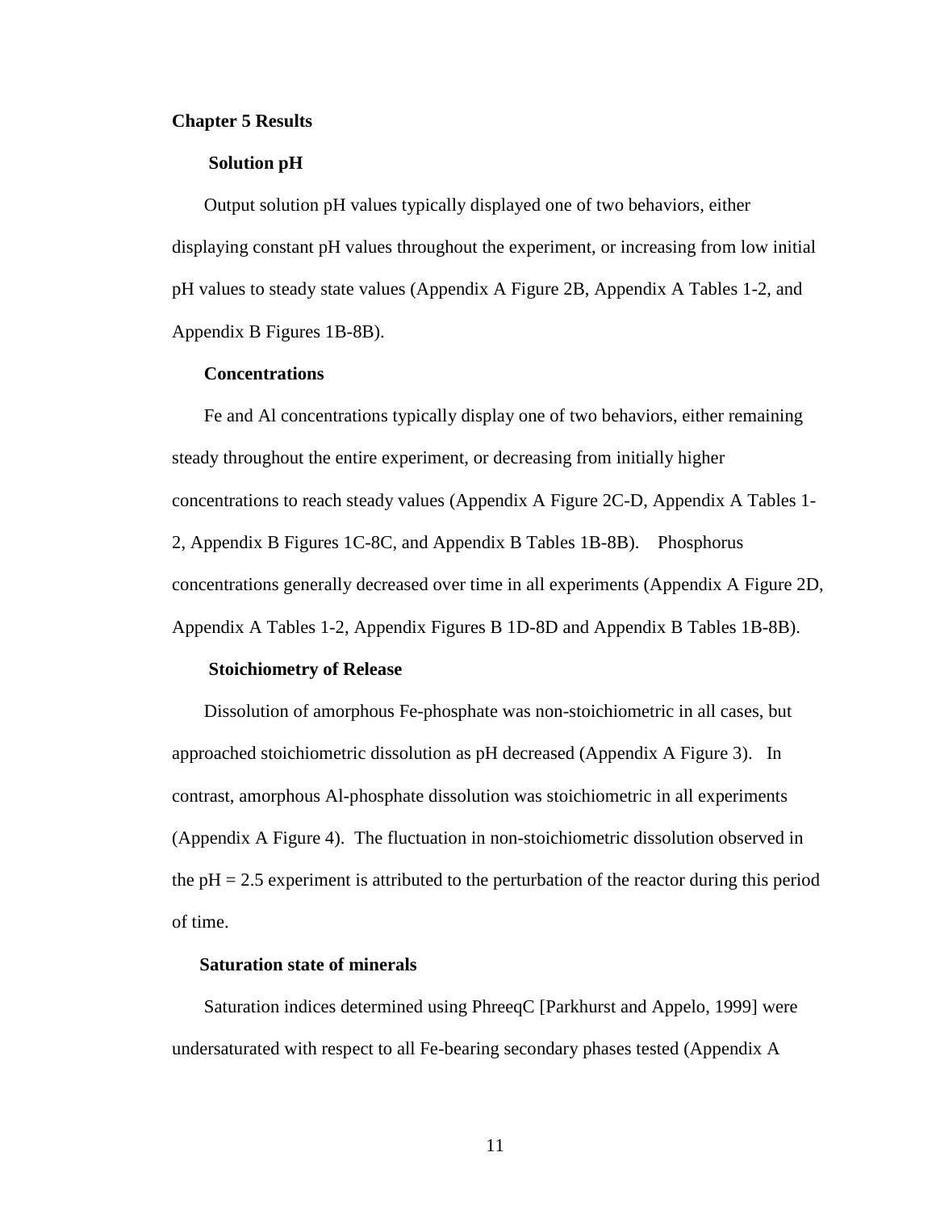# Chapter 5 Results

## Solution pH

Output solution pH values typically displayed one of two behaviors, either displaying constant pH values throughout the experiment, or increasing from low initial pH values to steady state values (Appendix A Figure 2B, Appendix A Tables 1-2, and Appendix B Figures 1B-8B).

## Concentrations

Fe and Al concentrations typically display one of two behaviors, either remaining steady throughout the entire experiment, or decreasing from initially higher concentrations to reach steady values (Appendix A Figure 2C-D, Appendix A Tables 1-2, Appendix B Figures 1C-8C, and Appendix B Tables 1B-8B). Phosphorus concentrations generally decreased over time in all experiments (Appendix A Figure 2D, Appendix A Tables 1-2, Appendix Figures B 1D-8D and Appendix B Tables 1B-8B).

## Stoichiometry of Release

Dissolution of amorphous Fe-phosphate was non-stoichiometric in all cases, but approached stoichiometric dissolution as pH decreased (Appendix A Figure 3). In contrast, amorphous Al-phosphate dissolution was stoichiometric in all experiments (Appendix A Figure 4). The fluctuation in non-stoichiometric dissolution observed in the pH = 2.5 experiment is attributed to the perturbation of the reactor during this period of time.

## Saturation state of minerals

Saturation indices determined using PhreeqC [Parkhurst and Appelo, 1999] were undersaturated with respect to all Fe-bearing secondary phases tested (Appendix A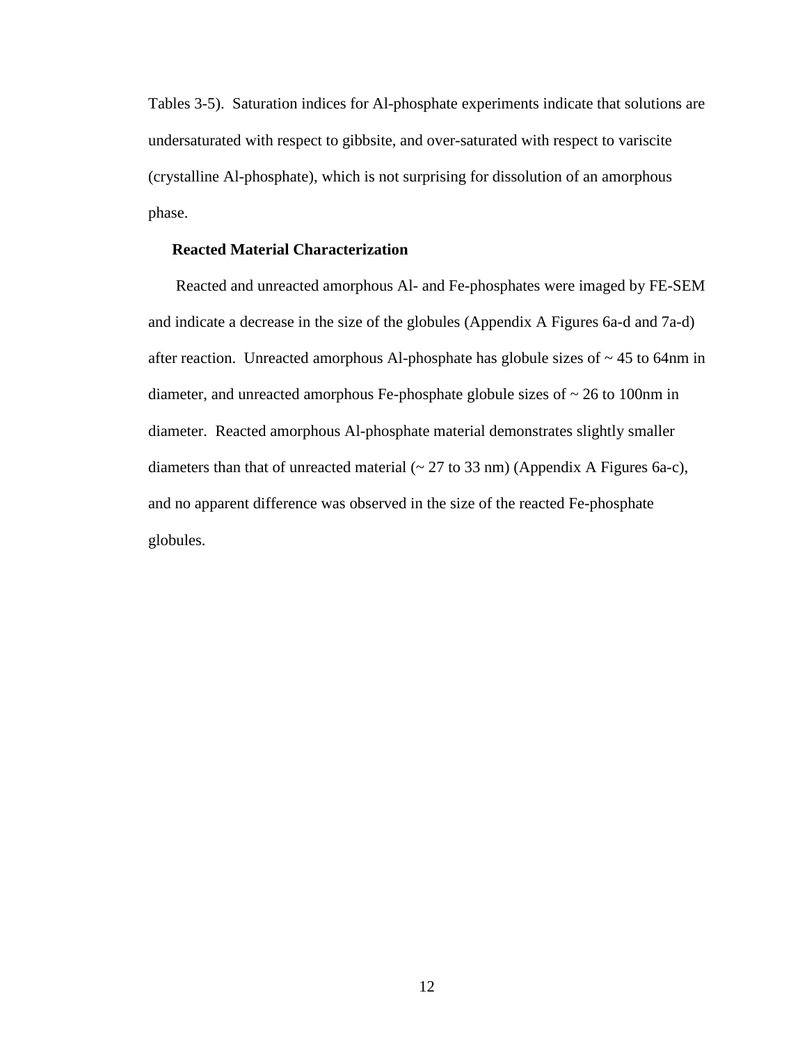Tables 3-5). Saturation indices for Al-phosphate experiments indicate that solutions are undersaturated with respect to gibbsite, and over-saturated with respect to variscite (crystalline Al-phosphate), which is not surprising for dissolution of an amorphous phase.

**Reacted Material Characterization**

Reacted and unreacted amorphous Al- and Fe-phosphates were imaged by FE-SEM and indicate a decrease in the size of the globules (Appendix A Figures 6a-d and 7a-d) after reaction. Unreacted amorphous Al-phosphate has globule sizes of ~ 45 to 64nm in diameter, and unreacted amorphous Fe-phosphate globule sizes of ~ 26 to 100nm in diameter. Reacted amorphous Al-phosphate material demonstrates slightly smaller diameters than that of unreacted material (~ 27 to 33 nm) (Appendix A Figures 6a-c), and no apparent difference was observed in the size of the reacted Fe-phosphate globules.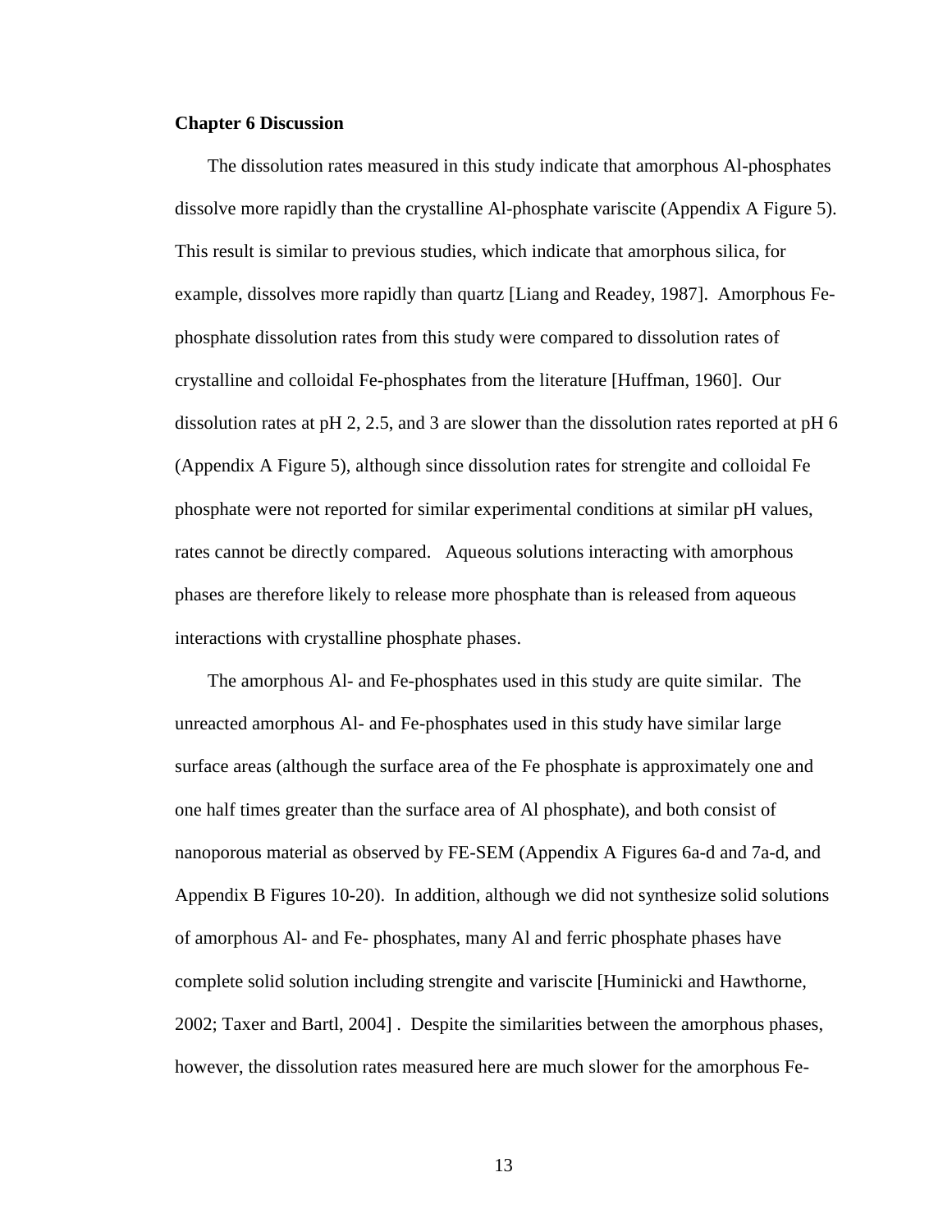## Chapter 6 Discussion

The dissolution rates measured in this study indicate that amorphous Al-phosphates dissolve more rapidly than the crystalline Al-phosphate variscite (Appendix A Figure 5). This result is similar to previous studies, which indicate that amorphous silica, for example, dissolves more rapidly than quartz [Liang and Readey, 1987]. Amorphous Fe-phosphate dissolution rates from this study were compared to dissolution rates of crystalline and colloidal Fe-phosphates from the literature [Huffman, 1960]. Our dissolution rates at pH 2, 2.5, and 3 are slower than the dissolution rates reported at pH 6 (Appendix A Figure 5), although since dissolution rates for strengite and colloidal Fe phosphate were not reported for similar experimental conditions at similar pH values, rates cannot be directly compared. Aqueous solutions interacting with amorphous phases are therefore likely to release more phosphate than is released from aqueous interactions with crystalline phosphate phases.

The amorphous Al- and Fe-phosphates used in this study are quite similar. The unreacted amorphous Al- and Fe-phosphates used in this study have similar large surface areas (although the surface area of the Fe phosphate is approximately one and one half times greater than the surface area of Al phosphate), and both consist of nanoporous material as observed by FE-SEM (Appendix A Figures 6a-d and 7a-d, and Appendix B Figures 10-20). In addition, although we did not synthesize solid solutions of amorphous Al- and Fe- phosphates, many Al and ferric phosphate phases have complete solid solution including strengite and variscite [Huminicki and Hawthorne, 2002; Taxer and Bartl, 2004] . Despite the similarities between the amorphous phases, however, the dissolution rates measured here are much slower for the amorphous Fe-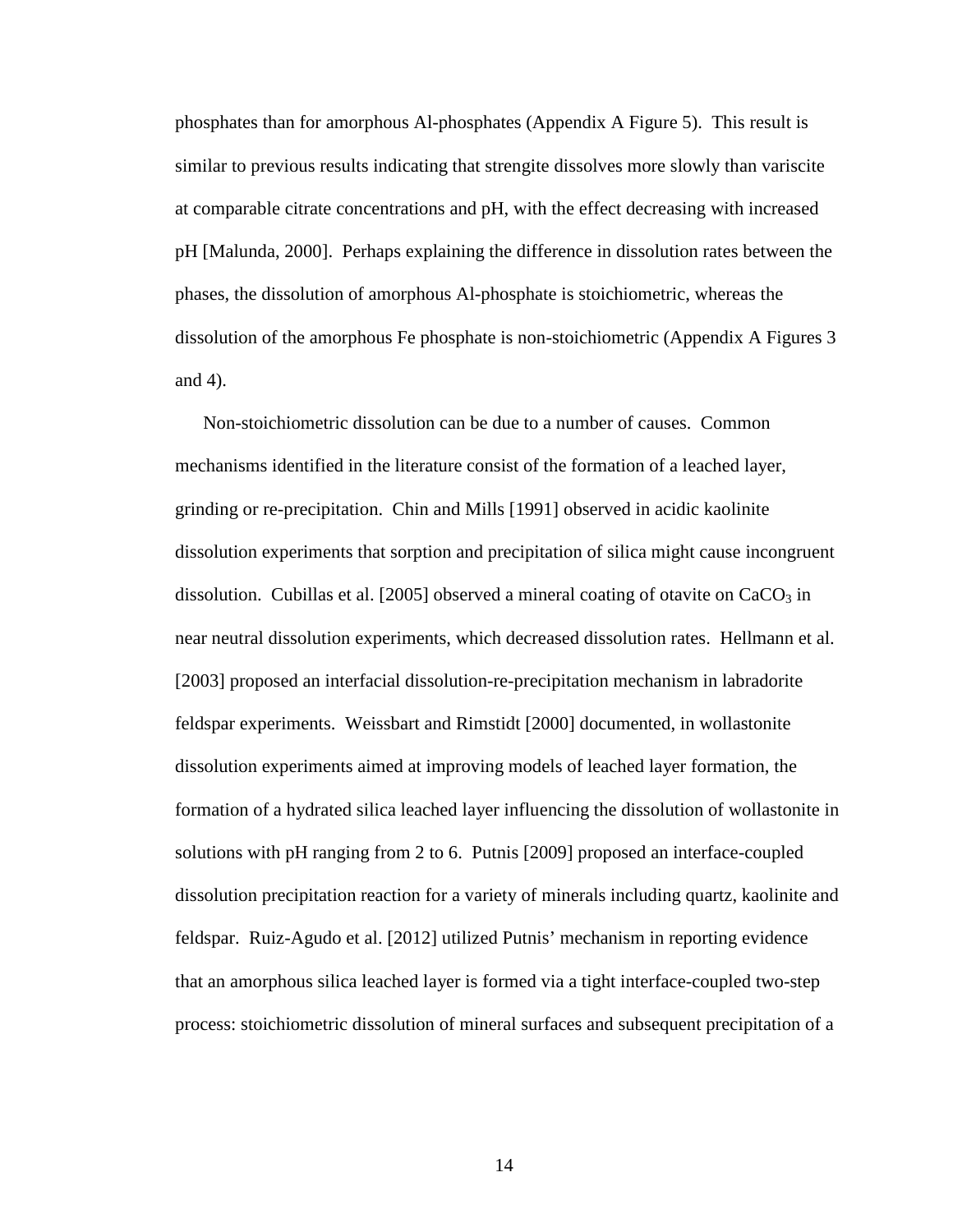phosphates than for amorphous Al-phosphates (Appendix A Figure 5). This result is similar to previous results indicating that strengite dissolves more slowly than variscite at comparable citrate concentrations and pH, with the effect decreasing with increased pH [Malunda, 2000]. Perhaps explaining the difference in dissolution rates between the phases, the dissolution of amorphous Al-phosphate is stoichiometric, whereas the dissolution of the amorphous Fe phosphate is non-stoichiometric (Appendix A Figures 3 and 4).

Non-stoichiometric dissolution can be due to a number of causes. Common mechanisms identified in the literature consist of the formation of a leached layer, grinding or re-precipitation. Chin and Mills [1991] observed in acidic kaolinite dissolution experiments that sorption and precipitation of silica might cause incongruent dissolution. Cubillas et al. [2005] observed a mineral coating of otavite on $CaCO_3$ in near neutral dissolution experiments, which decreased dissolution rates. Hellmann et al. [2003] proposed an interfacial dissolution-re-precipitation mechanism in labradorite feldspar experiments. Weissbart and Rimstidt [2000] documented, in wollastonite dissolution experiments aimed at improving models of leached layer formation, the formation of a hydrated silica leached layer influencing the dissolution of wollastonite in solutions with pH ranging from 2 to 6. Putnis [2009] proposed an interface-coupled dissolution precipitation reaction for a variety of minerals including quartz, kaolinite and feldspar. Ruiz-Agudo et al. [2012] utilized Putnis' mechanism in reporting evidence that an amorphous silica leached layer is formed via a tight interface-coupled two-step process: stoichiometric dissolution of mineral surfaces and subsequent precipitation of a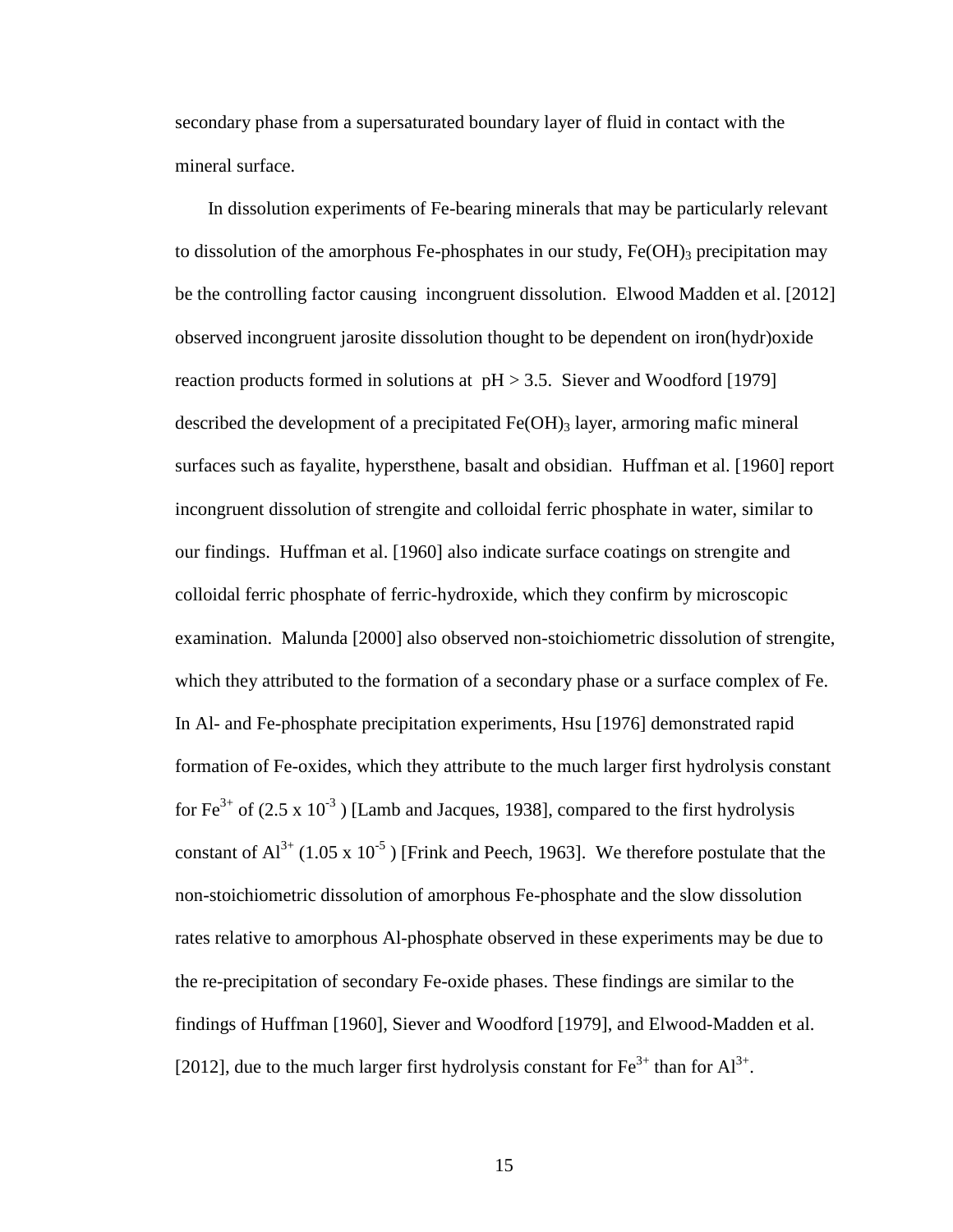secondary phase from a supersaturated boundary layer of fluid in contact with the mineral surface.

In dissolution experiments of Fe-bearing minerals that may be particularly relevant to dissolution of the amorphous Fe-phosphates in our study, $Fe(OH)_3$ precipitation may be the controlling factor causing incongruent dissolution. Elwood Madden et al. [2012] observed incongruent jarosite dissolution thought to be dependent on iron(hydr)oxide reaction products formed in solutions at pH > 3.5. Siever and Woodford [1979] described the development of a precipitated $Fe(OH)_3$ layer, armoring mafic mineral surfaces such as fayalite, hypersthene, basalt and obsidian. Huffman et al. [1960] report incongruent dissolution of strengite and colloidal ferric phosphate in water, similar to our findings. Huffman et al. [1960] also indicate surface coatings on strengite and colloidal ferric phosphate of ferric-hydroxide, which they confirm by microscopic examination. Malunda [2000] also observed non-stoichiometric dissolution of strengite, which they attributed to the formation of a secondary phase or a surface complex of Fe. In Al- and Fe-phosphate precipitation experiments, Hsu [1976] demonstrated rapid formation of Fe-oxides, which they attribute to the much larger first hydrolysis constant for $Fe^{3+}$ of ($2.5 \times 10^{-3}$) [Lamb and Jacques, 1938], compared to the first hydrolysis constant of $Al^{3+}$ ($1.05 \times 10^{-5}$) [Frink and Peech, 1963]. We therefore postulate that the non-stoichiometric dissolution of amorphous Fe-phosphate and the slow dissolution rates relative to amorphous Al-phosphate observed in these experiments may be due to the re-precipitation of secondary Fe-oxide phases. These findings are similar to the findings of Huffman [1960], Siever and Woodford [1979], and Elwood-Madden et al. [2012], due to the much larger first hydrolysis constant for $Fe^{3+}$ than for $Al^{3+}$.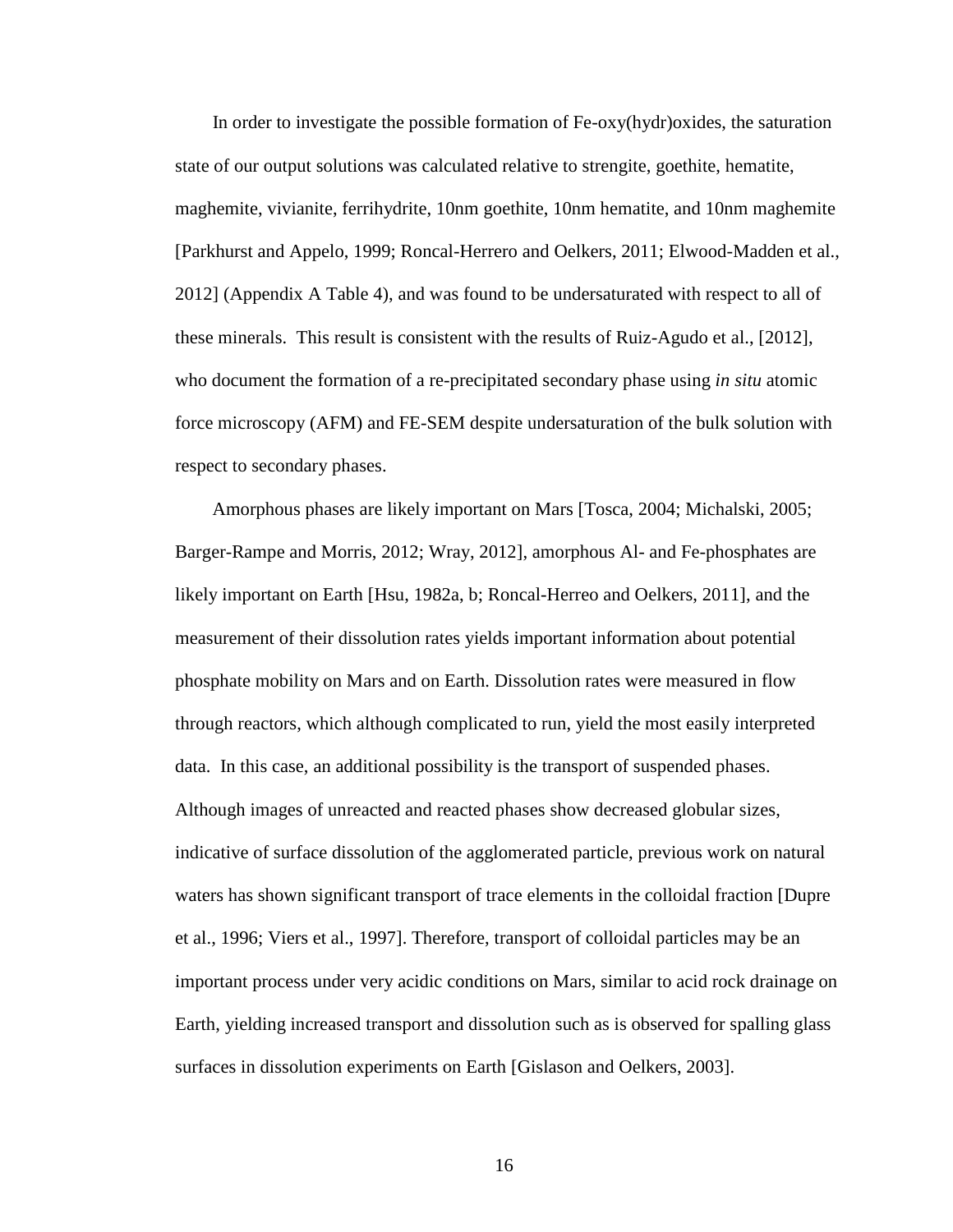In order to investigate the possible formation of Fe-oxy(hydr)oxides, the saturation state of our output solutions was calculated relative to strengite, goethite, hematite, maghemite, vivianite, ferrihydrite, 10nm goethite, 10nm hematite, and 10nm maghemite [Parkhurst and Appelo, 1999; Roncal-Herrero and Oelkers, 2011; Elwood-Madden et al., 2012] (Appendix A Table 4), and was found to be undersaturated with respect to all of these minerals. This result is consistent with the results of Ruiz-Agudo et al., [2012], who document the formation of a re-precipitated secondary phase using *in situ* atomic force microscopy (AFM) and FE-SEM despite undersaturation of the bulk solution with respect to secondary phases.

Amorphous phases are likely important on Mars [Tosca, 2004; Michalski, 2005; Barger-Rampe and Morris, 2012; Wray, 2012], amorphous Al- and Fe-phosphates are likely important on Earth [Hsu, 1982a, b; Roncal-Herreo and Oelkers, 2011], and the measurement of their dissolution rates yields important information about potential phosphate mobility on Mars and on Earth. Dissolution rates were measured in flow through reactors, which although complicated to run, yield the most easily interpreted data. In this case, an additional possibility is the transport of suspended phases. Although images of unreacted and reacted phases show decreased globular sizes, indicative of surface dissolution of the agglomerated particle, previous work on natural waters has shown significant transport of trace elements in the colloidal fraction [Dupre et al., 1996; Viers et al., 1997]. Therefore, transport of colloidal particles may be an important process under very acidic conditions on Mars, similar to acid rock drainage on Earth, yielding increased transport and dissolution such as is observed for spalling glass surfaces in dissolution experiments on Earth [Gislason and Oelkers, 2003].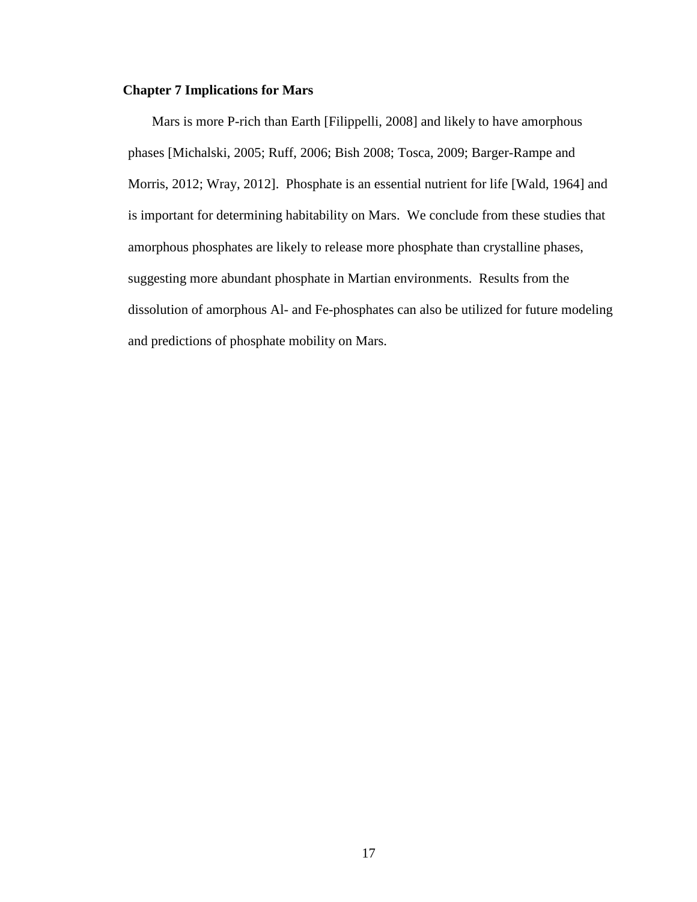## Chapter 7 Implications for Mars

Mars is more P-rich than Earth [Filippelli, 2008] and likely to have amorphous phases [Michalski, 2005; Ruff, 2006; Bish 2008; Tosca, 2009; Barger-Rampe and Morris, 2012; Wray, 2012]. Phosphate is an essential nutrient for life [Wald, 1964] and is important for determining habitability on Mars. We conclude from these studies that amorphous phosphates are likely to release more phosphate than crystalline phases, suggesting more abundant phosphate in Martian environments. Results from the dissolution of amorphous Al- and Fe-phosphates can also be utilized for future modeling and predictions of phosphate mobility on Mars.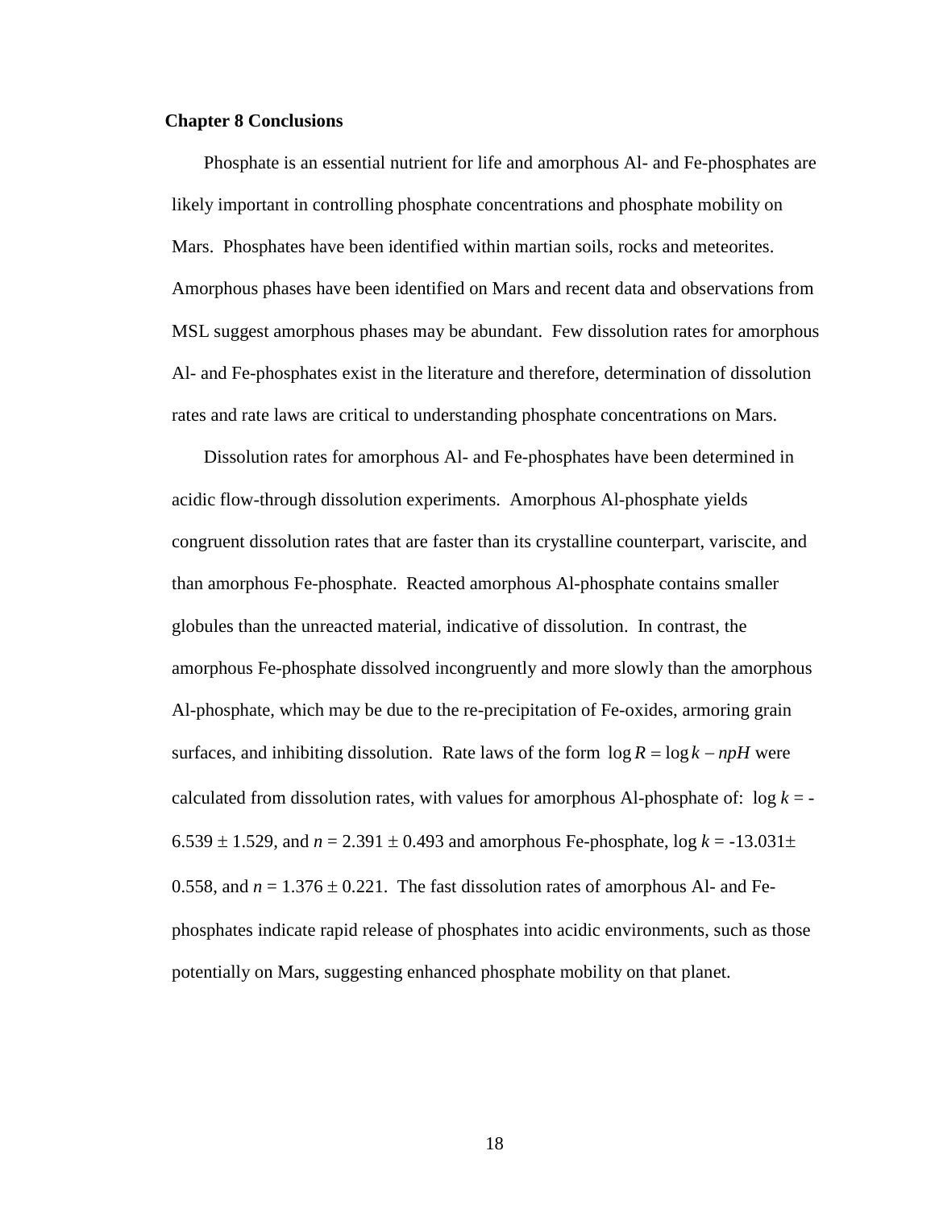## Chapter 8 Conclusions

Phosphate is an essential nutrient for life and amorphous Al- and Fe-phosphates are likely important in controlling phosphate concentrations and phosphate mobility on Mars. Phosphates have been identified within martian soils, rocks and meteorites. Amorphous phases have been identified on Mars and recent data and observations from MSL suggest amorphous phases may be abundant. Few dissolution rates for amorphous Al- and Fe-phosphates exist in the literature and therefore, determination of dissolution rates and rate laws are critical to understanding phosphate concentrations on Mars.

Dissolution rates for amorphous Al- and Fe-phosphates have been determined in acidic flow-through dissolution experiments. Amorphous Al-phosphate yields congruent dissolution rates that are faster than its crystalline counterpart, variscite, and than amorphous Fe-phosphate. Reacted amorphous Al-phosphate contains smaller globules than the unreacted material, indicative of dissolution. In contrast, the amorphous Fe-phosphate dissolved incongruently and more slowly than the amorphous Al-phosphate, which may be due to the re-precipitation of Fe-oxides, armoring grain surfaces, and inhibiting dissolution. Rate laws of the form $\log R = \log k - npH$ were calculated from dissolution rates, with values for amorphous Al-phosphate of: $\log k = -6.539 \pm 1.529$, and $n = 2.391 \pm 0.493$ and amorphous Fe-phosphate, $\log k = -13.031 \pm 0.558$, and $n = 1.376 \pm 0.221$. The fast dissolution rates of amorphous Al- and Fe-phosphates indicate rapid release of phosphates into acidic environments, such as those potentially on Mars, suggesting enhanced phosphate mobility on that planet.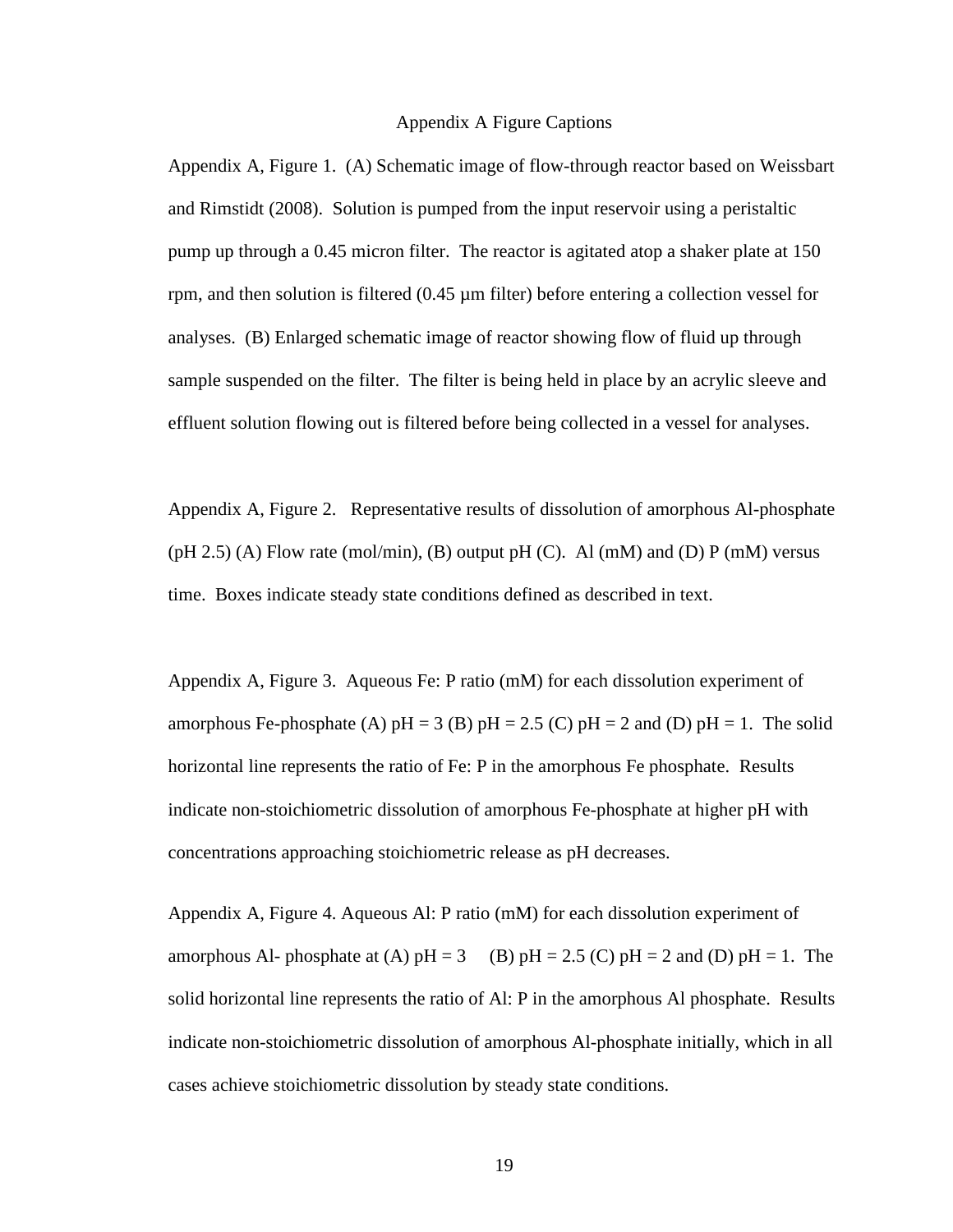# Appendix A Figure Captions

Appendix A, Figure 1. (A) Schematic image of flow-through reactor based on Weissbart and Rimstidt (2008). Solution is pumped from the input reservoir using a peristaltic pump up through a 0.45 micron filter. The reactor is agitated atop a shaker plate at 150 rpm, and then solution is filtered (0.45 μm filter) before entering a collection vessel for analyses. (B) Enlarged schematic image of reactor showing flow of fluid up through sample suspended on the filter. The filter is being held in place by an acrylic sleeve and effluent solution flowing out is filtered before being collected in a vessel for analyses.

Appendix A, Figure 2. Representative results of dissolution of amorphous Al-phosphate (pH 2.5) (A) Flow rate (mol/min), (B) output pH (C). Al (mM) and (D) P (mM) versus time. Boxes indicate steady state conditions defined as described in text.

Appendix A, Figure 3. Aqueous Fe: P ratio (mM) for each dissolution experiment of amorphous Fe-phosphate (A) pH = 3 (B) pH = 2.5 (C) pH = 2 and (D) pH = 1. The solid horizontal line represents the ratio of Fe: P in the amorphous Fe phosphate. Results indicate non-stoichiometric dissolution of amorphous Fe-phosphate at higher pH with concentrations approaching stoichiometric release as pH decreases.

Appendix A, Figure 4. Aqueous Al: P ratio (mM) for each dissolution experiment of amorphous Al- phosphate at (A) pH = 3 (B) pH = 2.5 (C) pH = 2 and (D) pH = 1. The solid horizontal line represents the ratio of Al: P in the amorphous Al phosphate. Results indicate non-stoichiometric dissolution of amorphous Al-phosphate initially, which in all cases achieve stoichiometric dissolution by steady state conditions.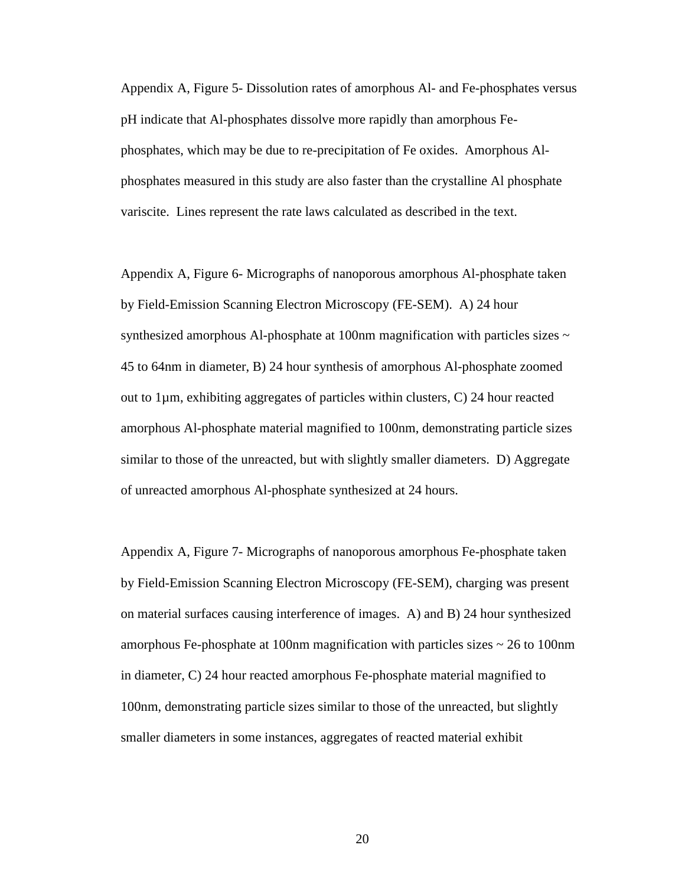Appendix A, Figure 5- Dissolution rates of amorphous Al- and Fe-phosphates versus pH indicate that Al-phosphates dissolve more rapidly than amorphous Fe-phosphates, which may be due to re-precipitation of Fe oxides. Amorphous Al-phosphates measured in this study are also faster than the crystalline Al phosphate variscite. Lines represent the rate laws calculated as described in the text.

Appendix A, Figure 6- Micrographs of nanoporous amorphous Al-phosphate taken by Field-Emission Scanning Electron Microscopy (FE-SEM). A) 24 hour synthesized amorphous Al-phosphate at 100nm magnification with particles sizes ~ 45 to 64nm in diameter, B) 24 hour synthesis of amorphous Al-phosphate zoomed out to 1µm, exhibiting aggregates of particles within clusters, C) 24 hour reacted amorphous Al-phosphate material magnified to 100nm, demonstrating particle sizes similar to those of the unreacted, but with slightly smaller diameters. D) Aggregate of unreacted amorphous Al-phosphate synthesized at 24 hours.

Appendix A, Figure 7- Micrographs of nanoporous amorphous Fe-phosphate taken by Field-Emission Scanning Electron Microscopy (FE-SEM), charging was present on material surfaces causing interference of images. A) and B) 24 hour synthesized amorphous Fe-phosphate at 100nm magnification with particles sizes ~ 26 to 100nm in diameter, C) 24 hour reacted amorphous Fe-phosphate material magnified to 100nm, demonstrating particle sizes similar to those of the unreacted, but slightly smaller diameters in some instances, aggregates of reacted material exhibit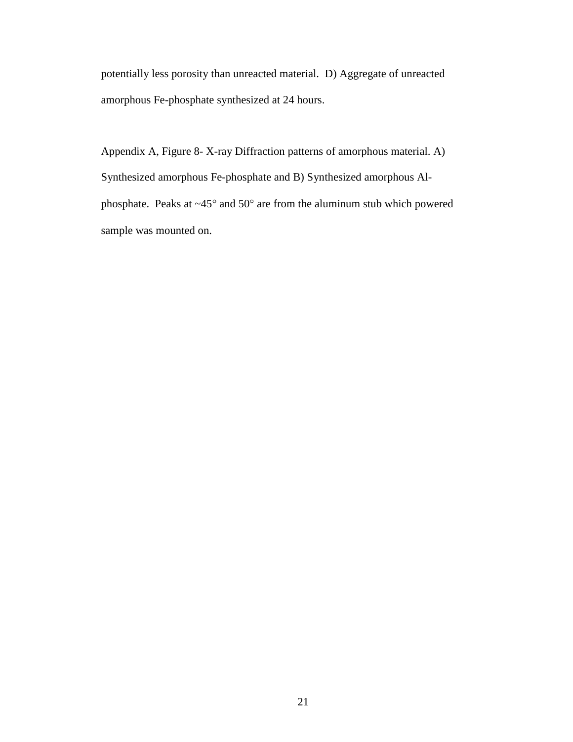potentially less porosity than unreacted material. D) Aggregate of unreacted amorphous Fe-phosphate synthesized at 24 hours.

Appendix A, Figure 8- X-ray Diffraction patterns of amorphous material. A) Synthesized amorphous Fe-phosphate and B) Synthesized amorphous Al-phosphate. Peaks at ~45° and 50° are from the aluminum stub which powered sample was mounted on.